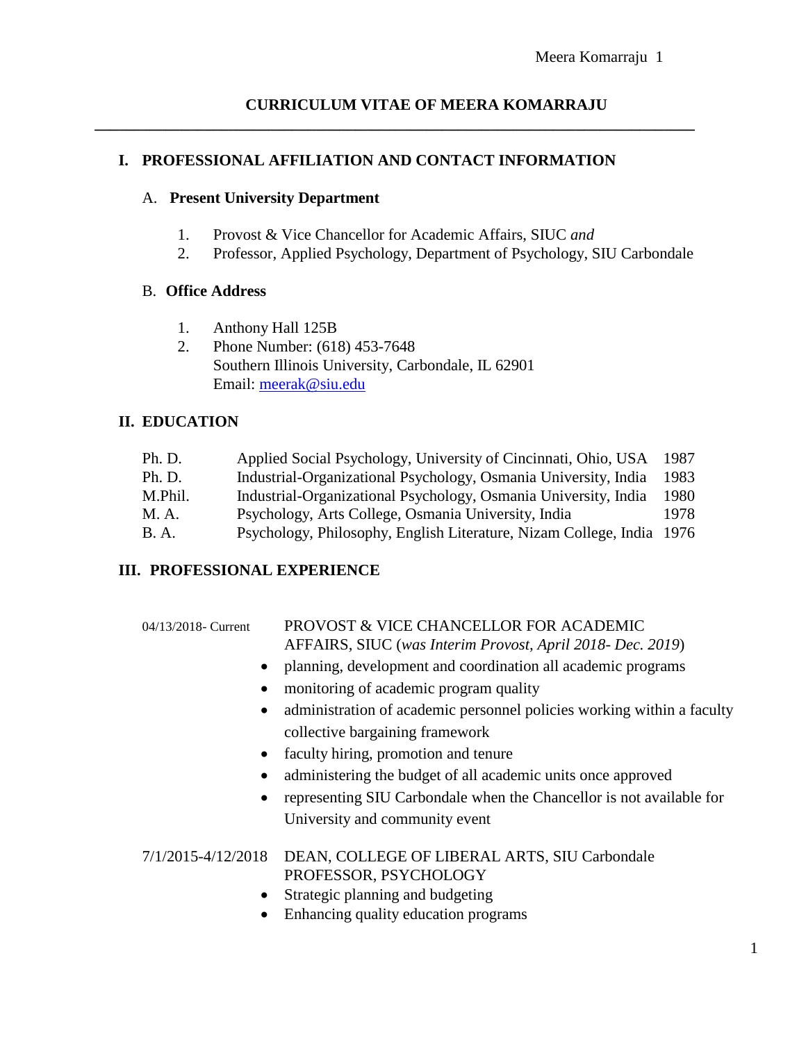# CURRICULUM VITAE OF MEERA KOMARRAJU

## I. PROFESSIONAL AFFILIATION AND CONTACT INFORMATION

### A. Present University Department

1. Provost & Vice Chancellor for Academic Affairs, SIUC *and*
2. Professor, Applied Psychology, Department of Psychology, SIU Carbondale

### B. Office Address

1. Anthony Hall 125B
2. Phone Number: (618) 453-7648
   Southern Illinois University, Carbondale, IL 62901
   Email: meerak@siu.edu

## II. EDUCATION

| | | |
|---|---|---|
| Ph. D. | Applied Social Psychology, University of Cincinnati, Ohio, USA | 1987 |
| Ph. D. | Industrial-Organizational Psychology, Osmania University, India | 1983 |
| M.Phil. | Industrial-Organizational Psychology, Osmania University, India | 1980 |
| M. A. | Psychology, Arts College, Osmania University, India | 1978 |
| B. A. | Psychology, Philosophy, English Literature, Nizam College, India | 1976 |

## III. PROFESSIONAL EXPERIENCE

04/13/2018- Current — PROVOST & VICE CHANCELLOR FOR ACADEMIC AFFAIRS, SIUC (*was Interim Provost, April 2018- Dec. 2019*)

- planning, development and coordination all academic programs
- monitoring of academic program quality
- administration of academic personnel policies working within a faculty collective bargaining framework
- faculty hiring, promotion and tenure
- administering the budget of all academic units once approved
- representing SIU Carbondale when the Chancellor is not available for University and community event

7/1/2015-4/12/2018 — DEAN, COLLEGE OF LIBERAL ARTS, SIU Carbondale
PROFESSOR, PSYCHOLOGY

- Strategic planning and budgeting
- Enhancing quality education programs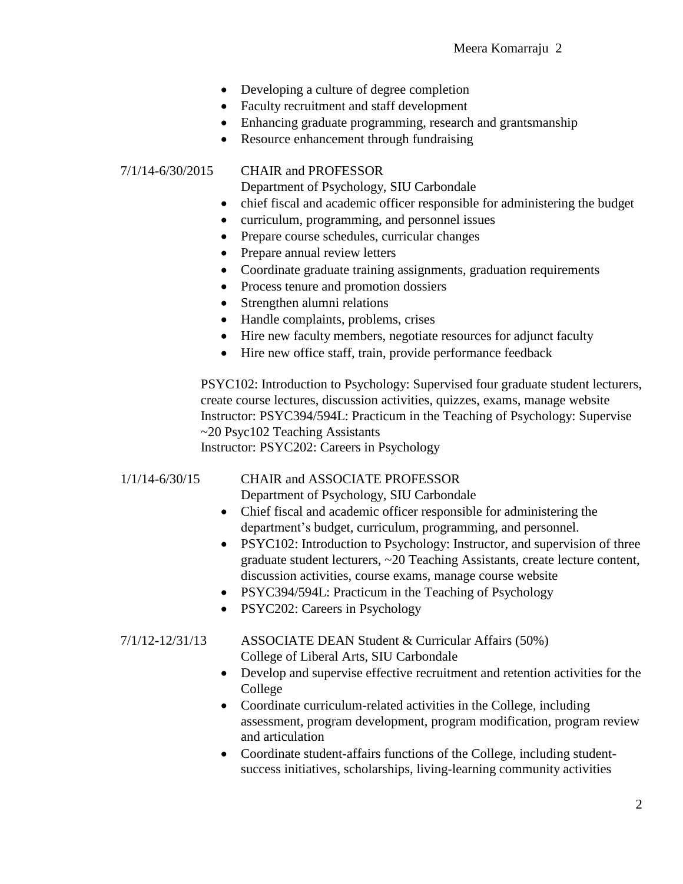- Developing a culture of degree completion
- Faculty recruitment and staff development
- Enhancing graduate programming, research and grantsmanship
- Resource enhancement through fundraising

7/1/14-6/30/2015 CHAIR and PROFESSOR
Department of Psychology, SIU Carbondale

- chief fiscal and academic officer responsible for administering the budget
- curriculum, programming, and personnel issues
- Prepare course schedules, curricular changes
- Prepare annual review letters
- Coordinate graduate training assignments, graduation requirements
- Process tenure and promotion dossiers
- Strengthen alumni relations
- Handle complaints, problems, crises
- Hire new faculty members, negotiate resources for adjunct faculty
- Hire new office staff, train, provide performance feedback

PSYC102: Introduction to Psychology: Supervised four graduate student lecturers, create course lectures, discussion activities, quizzes, exams, manage website
Instructor: PSYC394/594L: Practicum in the Teaching of Psychology: Supervise ~20 Psyc102 Teaching Assistants
Instructor: PSYC202: Careers in Psychology

1/1/14-6/30/15 CHAIR and ASSOCIATE PROFESSOR
Department of Psychology, SIU Carbondale

- Chief fiscal and academic officer responsible for administering the department's budget, curriculum, programming, and personnel.
- PSYC102: Introduction to Psychology: Instructor, and supervision of three graduate student lecturers, ~20 Teaching Assistants, create lecture content, discussion activities, course exams, manage course website
- PSYC394/594L: Practicum in the Teaching of Psychology
- PSYC202: Careers in Psychology

7/1/12-12/31/13 ASSOCIATE DEAN Student & Curricular Affairs (50%)
College of Liberal Arts, SIU Carbondale

- Develop and supervise effective recruitment and retention activities for the College
- Coordinate curriculum-related activities in the College, including assessment, program development, program modification, program review and articulation
- Coordinate student-affairs functions of the College, including student-success initiatives, scholarships, living-learning community activities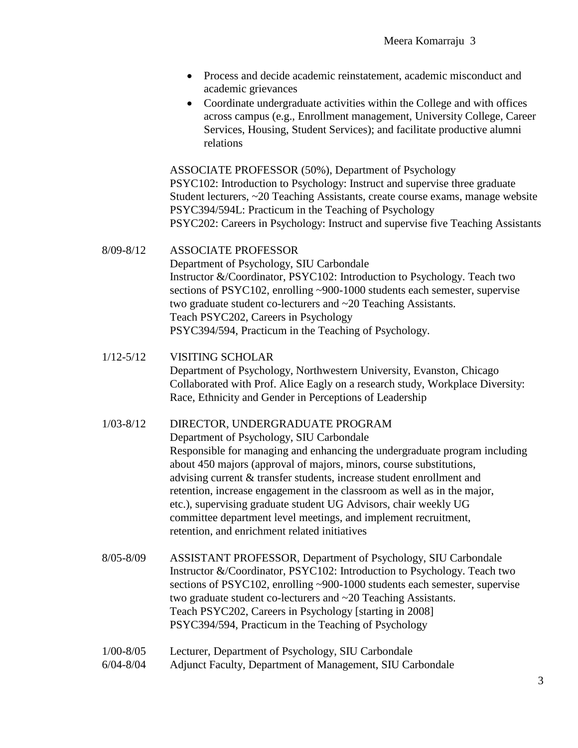- Process and decide academic reinstatement, academic misconduct and academic grievances
- Coordinate undergraduate activities within the College and with offices across campus (e.g., Enrollment management, University College, Career Services, Housing, Student Services); and facilitate productive alumni relations

ASSOCIATE PROFESSOR (50%), Department of Psychology
PSYC102: Introduction to Psychology: Instruct and supervise three graduate Student lecturers, ~20 Teaching Assistants, create course exams, manage website
PSYC394/594L: Practicum in the Teaching of Psychology
PSYC202: Careers in Psychology: Instruct and supervise five Teaching Assistants

8/09-8/12 ASSOCIATE PROFESSOR
Department of Psychology, SIU Carbondale
Instructor &/Coordinator, PSYC102: Introduction to Psychology. Teach two sections of PSYC102, enrolling ~900-1000 students each semester, supervise two graduate student co-lecturers and ~20 Teaching Assistants.
Teach PSYC202, Careers in Psychology
PSYC394/594, Practicum in the Teaching of Psychology.

1/12-5/12 VISITING SCHOLAR
Department of Psychology, Northwestern University, Evanston, Chicago
Collaborated with Prof. Alice Eagly on a research study, Workplace Diversity: Race, Ethnicity and Gender in Perceptions of Leadership

1/03-8/12 DIRECTOR, UNDERGRADUATE PROGRAM
Department of Psychology, SIU Carbondale
Responsible for managing and enhancing the undergraduate program including about 450 majors (approval of majors, minors, course substitutions, advising current & transfer students, increase student enrollment and retention, increase engagement in the classroom as well as in the major, etc.), supervising graduate student UG Advisors, chair weekly UG committee department level meetings, and implement recruitment, retention, and enrichment related initiatives

8/05-8/09 ASSISTANT PROFESSOR, Department of Psychology, SIU Carbondale
Instructor &/Coordinator, PSYC102: Introduction to Psychology. Teach two sections of PSYC102, enrolling ~900-1000 students each semester, supervise two graduate student co-lecturers and ~20 Teaching Assistants.
Teach PSYC202, Careers in Psychology [starting in 2008]
PSYC394/594, Practicum in the Teaching of Psychology

1/00-8/05 Lecturer, Department of Psychology, SIU Carbondale
6/04-8/04 Adjunct Faculty, Department of Management, SIU Carbondale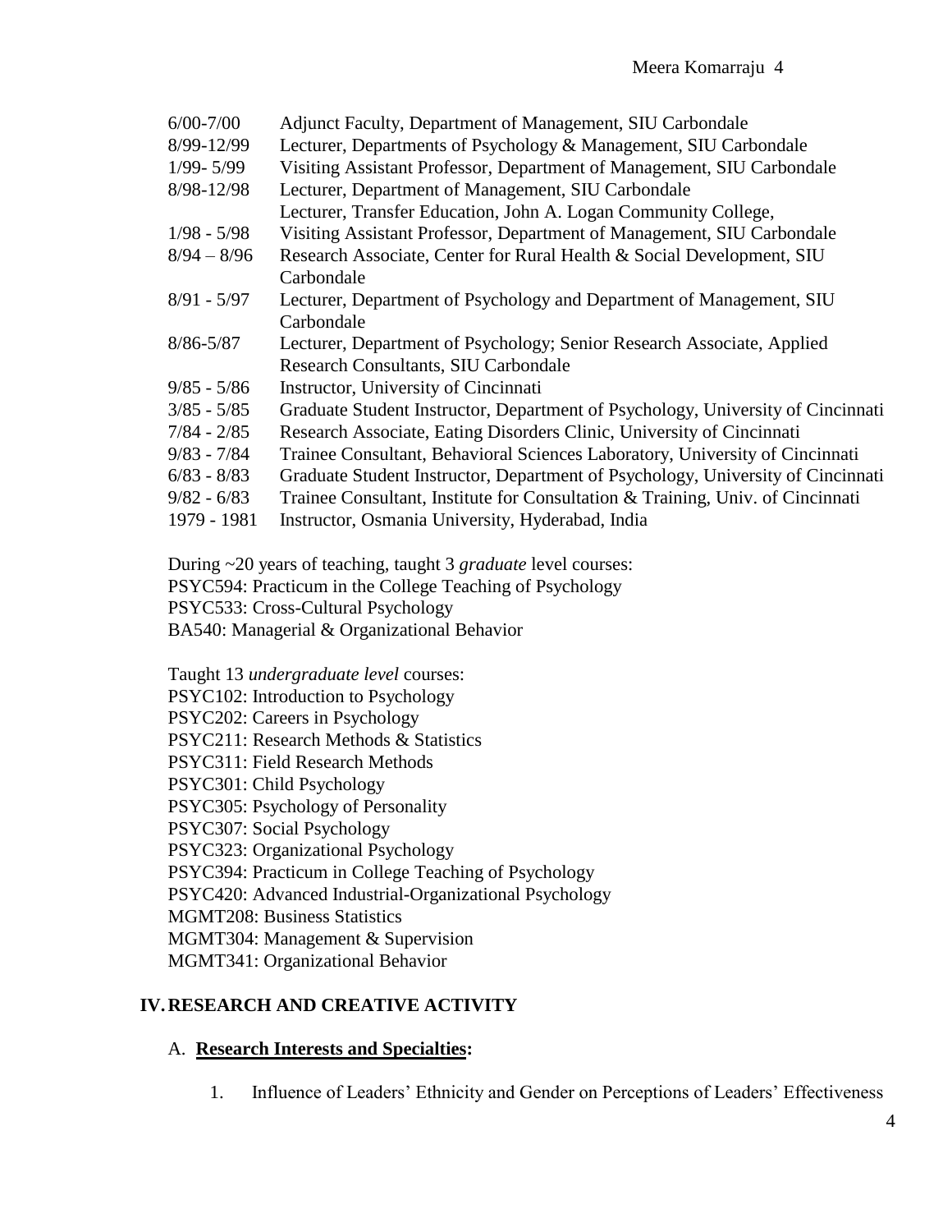| | |
|---|---|
| 6/00-7/00 | Adjunct Faculty, Department of Management, SIU Carbondale |
| 8/99-12/99 | Lecturer, Departments of Psychology & Management, SIU Carbondale |
| 1/99- 5/99 | Visiting Assistant Professor, Department of Management, SIU Carbondale |
| 8/98-12/98 | Lecturer, Department of Management, SIU Carbondale |
| | Lecturer, Transfer Education, John A. Logan Community College, |
| 1/98 - 5/98 | Visiting Assistant Professor, Department of Management, SIU Carbondale |
| 8/94 – 8/96 | Research Associate, Center for Rural Health & Social Development, SIU Carbondale |
| 8/91 - 5/97 | Lecturer, Department of Psychology and Department of Management, SIU Carbondale |
| 8/86-5/87 | Lecturer, Department of Psychology; Senior Research Associate, Applied Research Consultants, SIU Carbondale |
| 9/85 - 5/86 | Instructor, University of Cincinnati |
| 3/85 - 5/85 | Graduate Student Instructor, Department of Psychology, University of Cincinnati |
| 7/84 - 2/85 | Research Associate, Eating Disorders Clinic, University of Cincinnati |
| 9/83 - 7/84 | Trainee Consultant, Behavioral Sciences Laboratory, University of Cincinnati |
| 6/83 - 8/83 | Graduate Student Instructor, Department of Psychology, University of Cincinnati |
| 9/82 - 6/83 | Trainee Consultant, Institute for Consultation & Training, Univ. of Cincinnati |
| 1979 - 1981 | Instructor, Osmania University, Hyderabad, India |

During ~20 years of teaching, taught 3 *graduate* level courses:
PSYC594: Practicum in the College Teaching of Psychology
PSYC533: Cross-Cultural Psychology
BA540: Managerial & Organizational Behavior

Taught 13 *undergraduate level* courses:
PSYC102: Introduction to Psychology
PSYC202: Careers in Psychology
PSYC211: Research Methods & Statistics
PSYC311: Field Research Methods
PSYC301: Child Psychology
PSYC305: Psychology of Personality
PSYC307: Social Psychology
PSYC323: Organizational Psychology
PSYC394: Practicum in College Teaching of Psychology
PSYC420: Advanced Industrial-Organizational Psychology
MGMT208: Business Statistics
MGMT304: Management & Supervision
MGMT341: Organizational Behavior

## IV. RESEARCH AND CREATIVE ACTIVITY

### A. Research Interests and Specialties:

1. Influence of Leaders' Ethnicity and Gender on Perceptions of Leaders' Effectiveness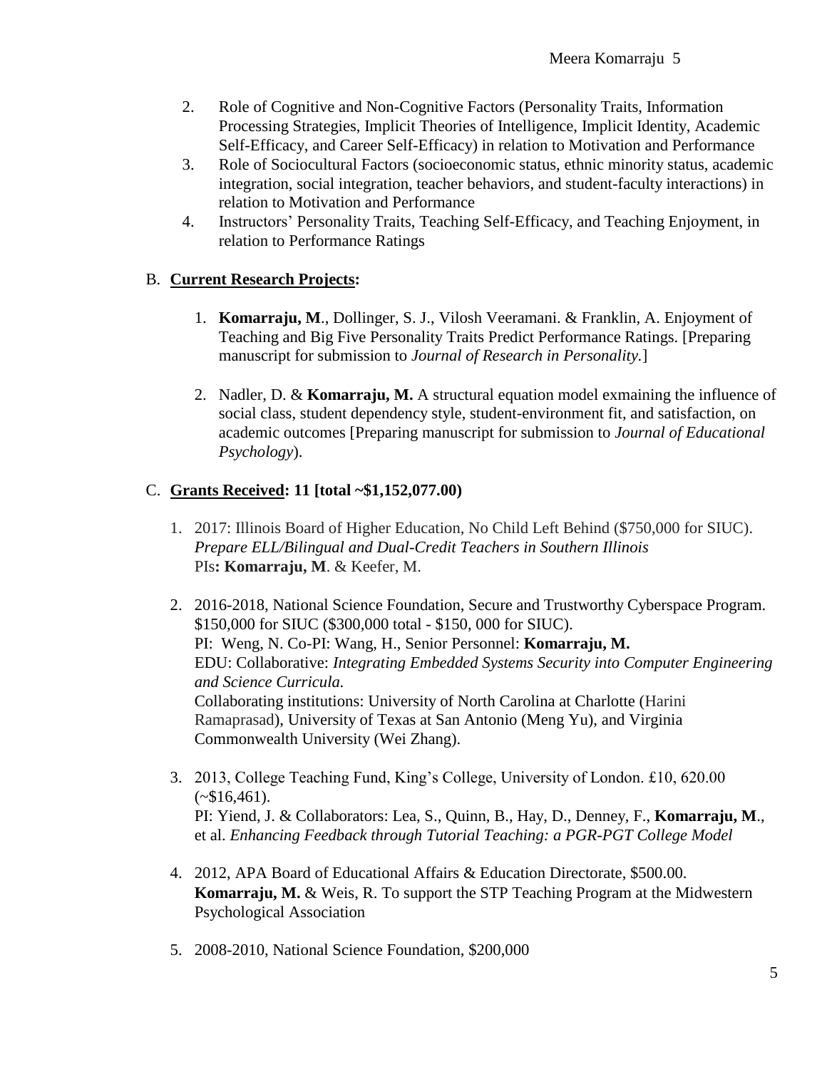2. Role of Cognitive and Non-Cognitive Factors (Personality Traits, Information Processing Strategies, Implicit Theories of Intelligence, Implicit Identity, Academic Self-Efficacy, and Career Self-Efficacy) in relation to Motivation and Performance
3. Role of Sociocultural Factors (socioeconomic status, ethnic minority status, academic integration, social integration, teacher behaviors, and student-faculty interactions) in relation to Motivation and Performance
4. Instructors' Personality Traits, Teaching Self-Efficacy, and Teaching Enjoyment, in relation to Performance Ratings

B. **Current Research Projects:**

1. **Komarraju, M**., Dollinger, S. J., Vilosh Veeramani. & Franklin, A. Enjoyment of Teaching and Big Five Personality Traits Predict Performance Ratings. [Preparing manuscript for submission to *Journal of Research in Personality.*]

2. Nadler, D. & **Komarraju, M.** A structural equation model exmaining the influence of social class, student dependency style, student-environment fit, and satisfaction, on academic outcomes [Preparing manuscript for submission to *Journal of Educational Psychology*).

C. **Grants Received: 11 [total ~$1,152,077.00)**

1. 2017: Illinois Board of Higher Education, No Child Left Behind ($750,000 for SIUC). *Prepare ELL/Bilingual and Dual-Credit Teachers in Southern Illinois*
   PIs**: Komarraju, M**. & Keefer, M.

2. 2016-2018, National Science Foundation, Secure and Trustworthy Cyberspace Program. $150,000 for SIUC ($300,000 total - $150, 000 for SIUC).
   PI: Weng, N. Co-PI: Wang, H., Senior Personnel: **Komarraju, M.**
   EDU: Collaborative: *Integrating Embedded Systems Security into Computer Engineering and Science Curricula.*
   Collaborating institutions: University of North Carolina at Charlotte (Harini Ramaprasad), University of Texas at San Antonio (Meng Yu), and Virginia Commonwealth University (Wei Zhang).

3. 2013, College Teaching Fund, King's College, University of London. £10, 620.00 (~$16,461).
   PI: Yiend, J. & Collaborators: Lea, S., Quinn, B., Hay, D., Denney, F., **Komarraju, M**., et al. *Enhancing Feedback through Tutorial Teaching: a PGR-PGT College Model*

4. 2012, APA Board of Educational Affairs & Education Directorate, $500.00.
   **Komarraju, M.** & Weis, R. To support the STP Teaching Program at the Midwestern Psychological Association

5. 2008-2010, National Science Foundation, $200,000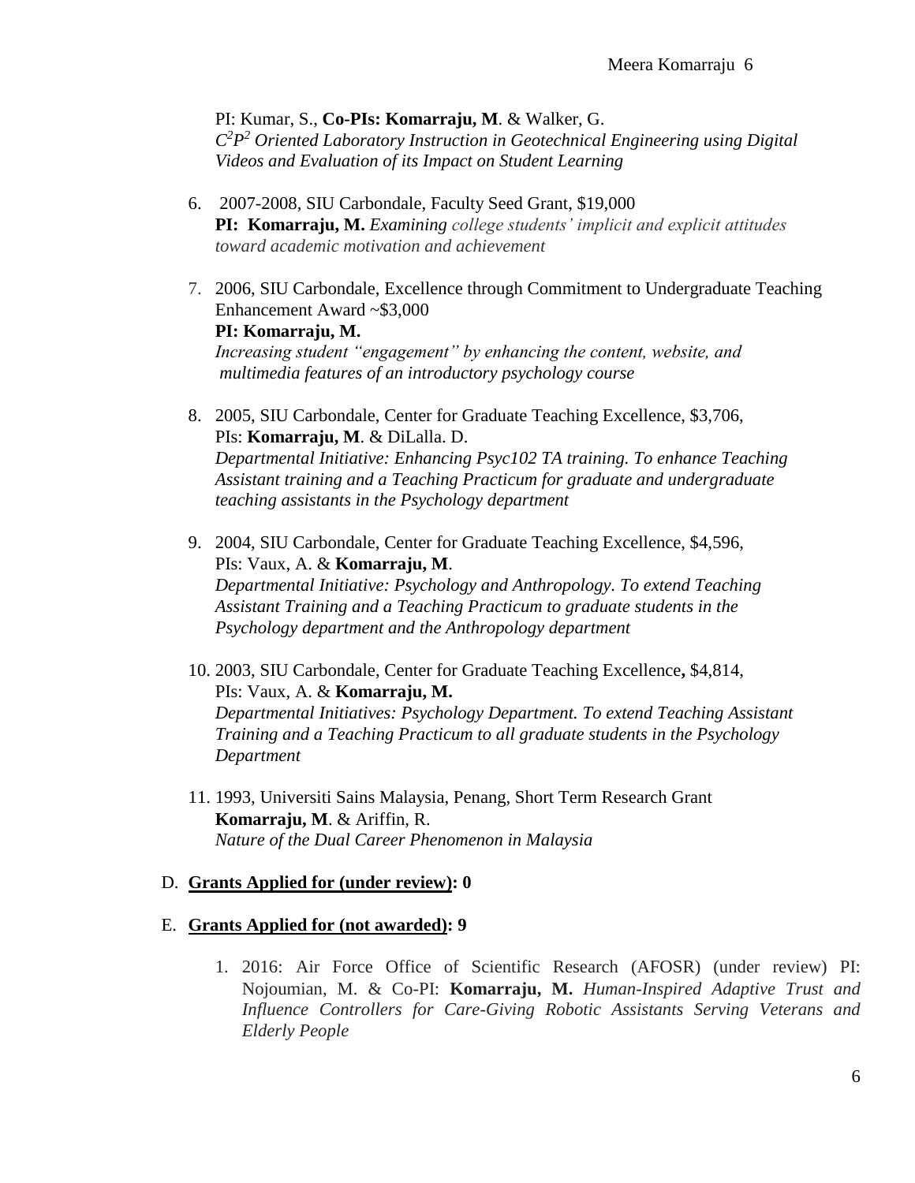PI: Kumar, S., **Co-PIs: Komarraju, M**. & Walker, G.
*$C^2P^2$ Oriented Laboratory Instruction in Geotechnical Engineering using Digital Videos and Evaluation of its Impact on Student Learning*

6. 2007-2008, SIU Carbondale, Faculty Seed Grant, $19,000
   **PI: Komarraju, M.** *Examining college students' implicit and explicit attitudes toward academic motivation and achievement*

7. 2006, SIU Carbondale, Excellence through Commitment to Undergraduate Teaching Enhancement Award ~$3,000
   **PI: Komarraju, M.**
   *Increasing student "engagement" by enhancing the content, website, and multimedia features of an introductory psychology course*

8. 2005, SIU Carbondale, Center for Graduate Teaching Excellence, $3,706,
   PIs: **Komarraju, M**. & DiLalla. D.
   *Departmental Initiative: Enhancing Psyc102 TA training. To enhance Teaching Assistant training and a Teaching Practicum for graduate and undergraduate teaching assistants in the Psychology department*

9. 2004, SIU Carbondale, Center for Graduate Teaching Excellence, $4,596,
   PIs: Vaux, A. & **Komarraju, M**.
   *Departmental Initiative: Psychology and Anthropology. To extend Teaching Assistant Training and a Teaching Practicum to graduate students in the Psychology department and the Anthropology department*

10. 2003, SIU Carbondale, Center for Graduate Teaching Excellence**,** $4,814,
    PIs: Vaux, A. & **Komarraju, M.**
    *Departmental Initiatives: Psychology Department. To extend Teaching Assistant Training and a Teaching Practicum to all graduate students in the Psychology Department*

11. 1993, Universiti Sains Malaysia, Penang, Short Term Research Grant
    **Komarraju, M**. & Ariffin, R.
    *Nature of the Dual Career Phenomenon in Malaysia*

D. **Grants Applied for (under review): 0**

E. **Grants Applied for (not awarded): 9**

1. 2016: Air Force Office of Scientific Research (AFOSR) (under review) PI: Nojoumian, M. & Co-PI: **Komarraju, M.** *Human-Inspired Adaptive Trust and Influence Controllers for Care-Giving Robotic Assistants Serving Veterans and Elderly People*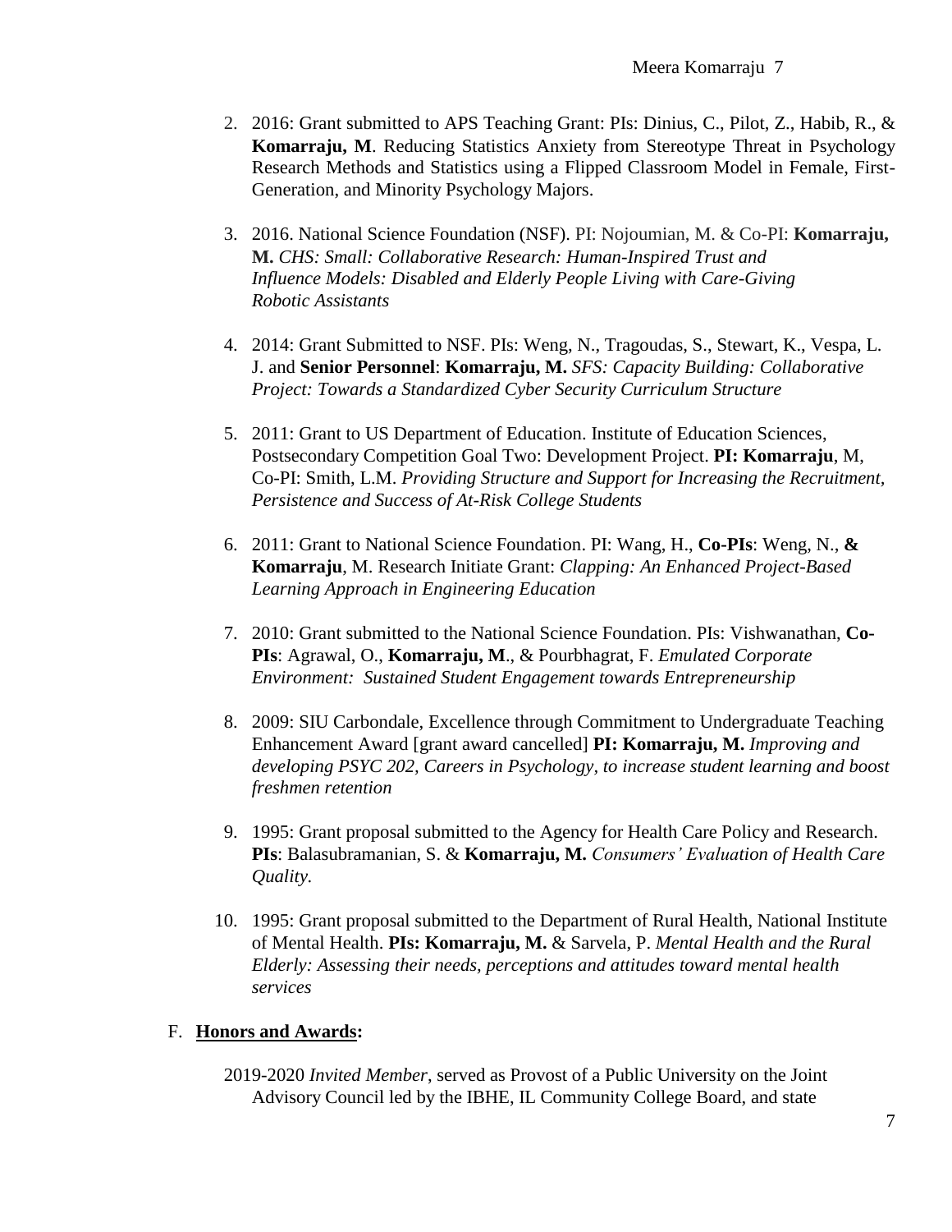2. 2016: Grant submitted to APS Teaching Grant: PIs: Dinius, C., Pilot, Z., Habib, R., & **Komarraju, M**. Reducing Statistics Anxiety from Stereotype Threat in Psychology Research Methods and Statistics using a Flipped Classroom Model in Female, First-Generation, and Minority Psychology Majors.

3. 2016. National Science Foundation (NSF). PI: Nojoumian, M. & Co-PI: **Komarraju, M.** *CHS: Small: Collaborative Research: Human-Inspired Trust and Influence Models: Disabled and Elderly People Living with Care-Giving Robotic Assistants*

4. 2014: Grant Submitted to NSF. PIs: Weng, N., Tragoudas, S., Stewart, K., Vespa, L. J. and **Senior Personnel**: **Komarraju, M.** *SFS: Capacity Building: Collaborative Project: Towards a Standardized Cyber Security Curriculum Structure*

5. 2011: Grant to US Department of Education. Institute of Education Sciences, Postsecondary Competition Goal Two: Development Project. **PI: Komarraju**, M, Co-PI: Smith, L.M. *Providing Structure and Support for Increasing the Recruitment, Persistence and Success of At-Risk College Students*

6. 2011: Grant to National Science Foundation. PI: Wang, H., **Co-PIs**: Weng, N., **& Komarraju**, M. Research Initiate Grant: *Clapping: An Enhanced Project-Based Learning Approach in Engineering Education*

7. 2010: Grant submitted to the National Science Foundation. PIs: Vishwanathan, **Co-PIs**: Agrawal, O., **Komarraju, M**., & Pourbhagrat, F. *Emulated Corporate Environment: Sustained Student Engagement towards Entrepreneurship*

8. 2009: SIU Carbondale, Excellence through Commitment to Undergraduate Teaching Enhancement Award [grant award cancelled] **PI: Komarraju, M.** *Improving and developing PSYC 202, Careers in Psychology, to increase student learning and boost freshmen retention*

9. 1995: Grant proposal submitted to the Agency for Health Care Policy and Research. **PIs**: Balasubramanian, S. & **Komarraju, M.** *Consumers' Evaluation of Health Care Quality.*

10. 1995: Grant proposal submitted to the Department of Rural Health, National Institute of Mental Health. **PIs: Komarraju, M.** & Sarvela, P. *Mental Health and the Rural Elderly: Assessing their needs, perceptions and attitudes toward mental health services*

F. **Honors and Awards:**

2019-2020 *Invited Member*, served as Provost of a Public University on the Joint Advisory Council led by the IBHE, IL Community College Board, and state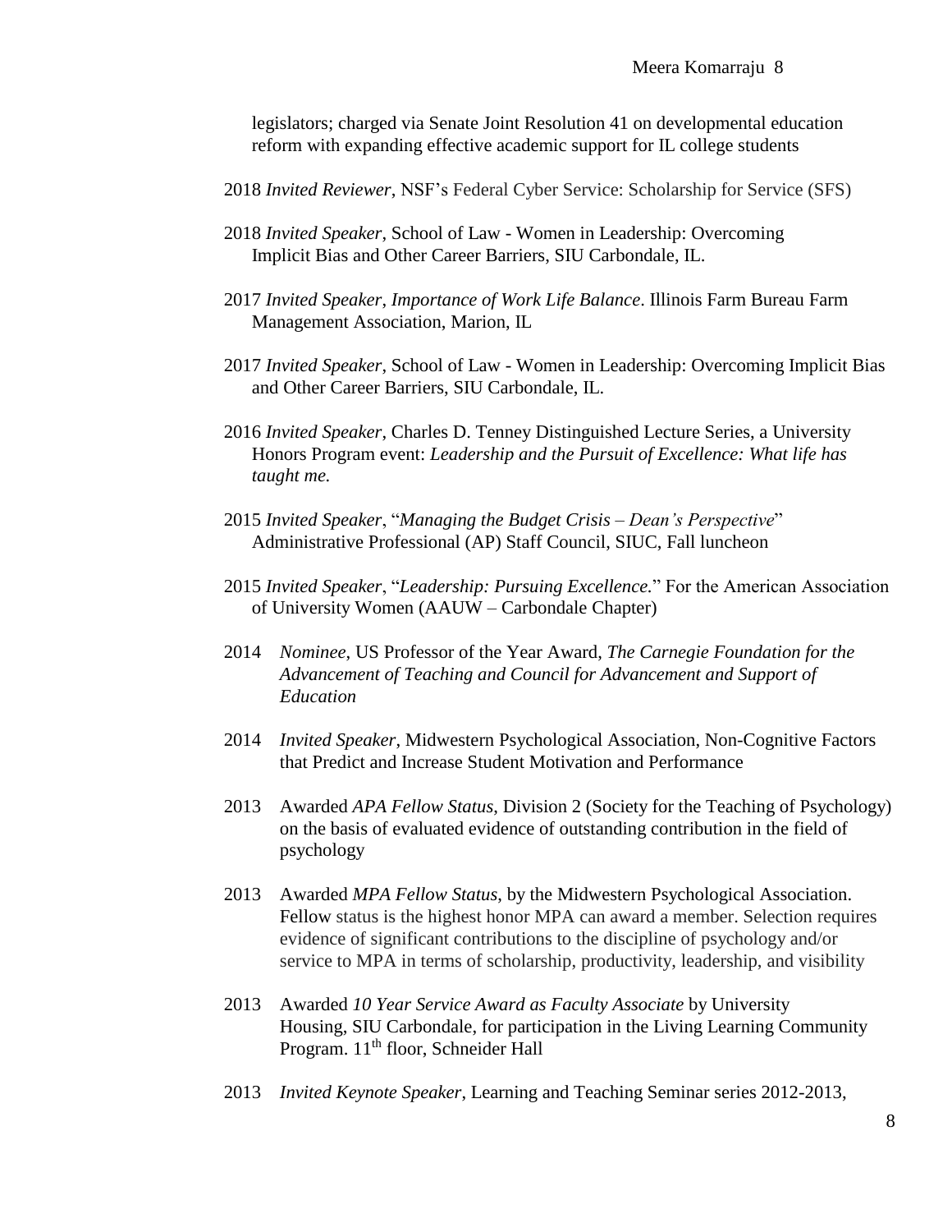legislators; charged via Senate Joint Resolution 41 on developmental education reform with expanding effective academic support for IL college students

2018 *Invited Reviewer*, NSF's Federal Cyber Service: Scholarship for Service (SFS)

2018 *Invited Speaker*, School of Law - Women in Leadership: Overcoming Implicit Bias and Other Career Barriers, SIU Carbondale, IL.

2017 *Invited Speaker*, *Importance of Work Life Balance*. Illinois Farm Bureau Farm Management Association, Marion, IL

2017 *Invited Speaker*, School of Law - Women in Leadership: Overcoming Implicit Bias and Other Career Barriers, SIU Carbondale, IL.

2016 *Invited Speaker*, Charles D. Tenney Distinguished Lecture Series, a University Honors Program event: *Leadership and the Pursuit of Excellence: What life has taught me.*

2015 *Invited Speaker*, "*Managing the Budget Crisis – Dean's Perspective*" Administrative Professional (AP) Staff Council, SIUC, Fall luncheon

2015 *Invited Speaker*, "*Leadership: Pursuing Excellence.*" For the American Association of University Women (AAUW – Carbondale Chapter)

2014 *Nominee*, US Professor of the Year Award, *The Carnegie Foundation for the Advancement of Teaching and Council for Advancement and Support of Education*

2014 *Invited Speaker*, Midwestern Psychological Association, Non-Cognitive Factors that Predict and Increase Student Motivation and Performance

2013 Awarded *APA Fellow Status*, Division 2 (Society for the Teaching of Psychology) on the basis of evaluated evidence of outstanding contribution in the field of psychology

2013 Awarded *MPA Fellow Status*, by the Midwestern Psychological Association. Fellow status is the highest honor MPA can award a member. Selection requires evidence of significant contributions to the discipline of psychology and/or service to MPA in terms of scholarship, productivity, leadership, and visibility

2013 Awarded *10 Year Service Award as Faculty Associate* by University Housing, SIU Carbondale, for participation in the Living Learning Community Program. 11th floor, Schneider Hall

2013 *Invited Keynote Speaker*, Learning and Teaching Seminar series 2012-2013,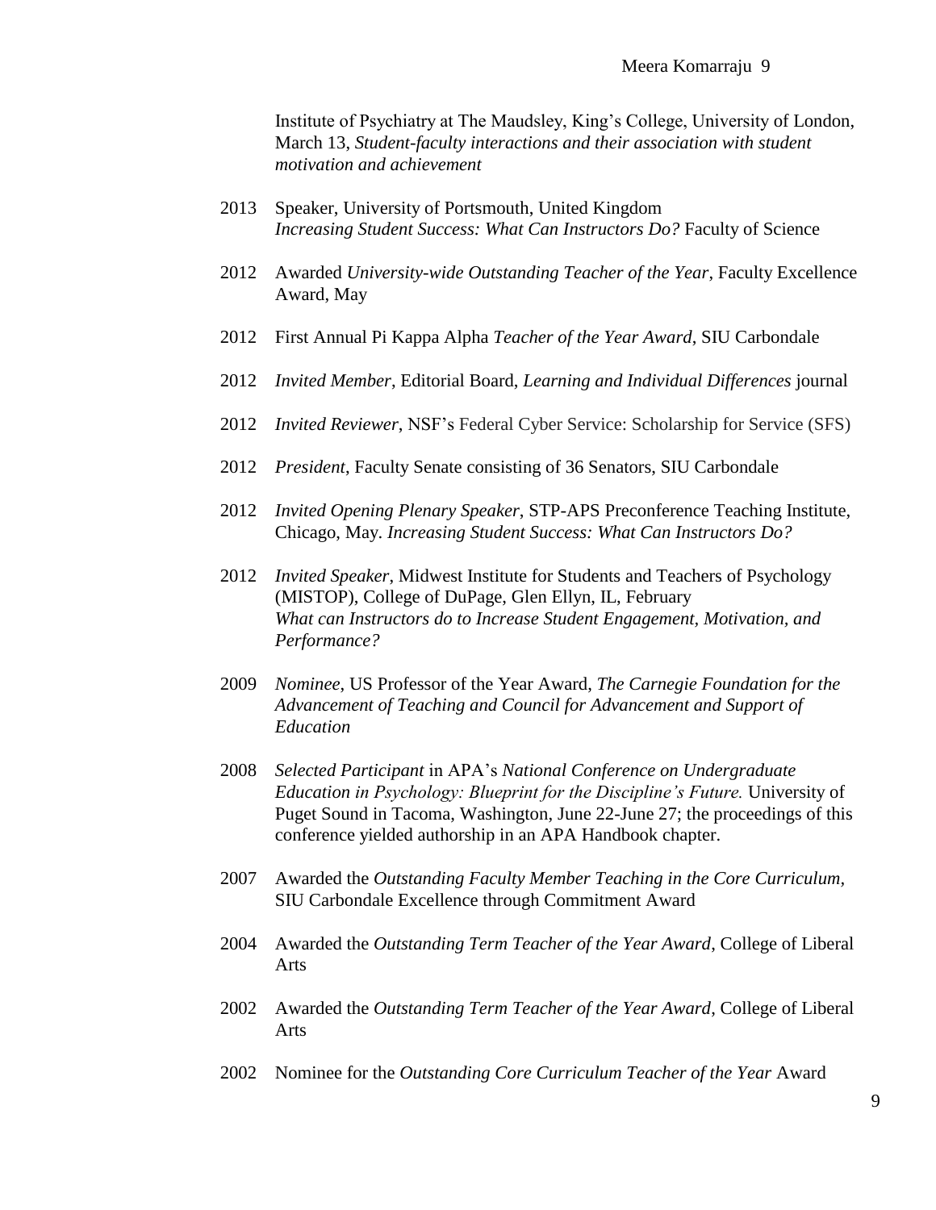Institute of Psychiatry at The Maudsley, King's College, University of London, March 13, *Student-faculty interactions and their association with student motivation and achievement*

2013 Speaker, University of Portsmouth, United Kingdom
*Increasing Student Success: What Can Instructors Do?* Faculty of Science

2012 Awarded *University-wide Outstanding Teacher of the Year*, Faculty Excellence Award, May

2012 First Annual Pi Kappa Alpha *Teacher of the Year Award*, SIU Carbondale

2012 *Invited Member*, Editorial Board, *Learning and Individual Differences* journal

2012 *Invited Reviewer*, NSF's Federal Cyber Service: Scholarship for Service (SFS)

2012 *President*, Faculty Senate consisting of 36 Senators, SIU Carbondale

2012 *Invited Opening Plenary Speaker*, STP-APS Preconference Teaching Institute, Chicago, May. *Increasing Student Success: What Can Instructors Do?*

2012 *Invited Speaker*, Midwest Institute for Students and Teachers of Psychology (MISTOP), College of DuPage, Glen Ellyn, IL, February
*What can Instructors do to Increase Student Engagement, Motivation, and Performance?*

2009 *Nominee*, US Professor of the Year Award, *The Carnegie Foundation for the Advancement of Teaching and Council for Advancement and Support of Education*

2008 *Selected Participant* in APA's *National Conference on Undergraduate Education in Psychology: Blueprint for the Discipline's Future.* University of Puget Sound in Tacoma, Washington, June 22-June 27; the proceedings of this conference yielded authorship in an APA Handbook chapter.

2007 Awarded the *Outstanding Faculty Member Teaching in the Core Curriculum,* SIU Carbondale Excellence through Commitment Award

2004 Awarded the *Outstanding Term Teacher of the Year Award*, College of Liberal Arts

2002 Awarded the *Outstanding Term Teacher of the Year Award*, College of Liberal Arts

2002 Nominee for the *Outstanding Core Curriculum Teacher of the Year* Award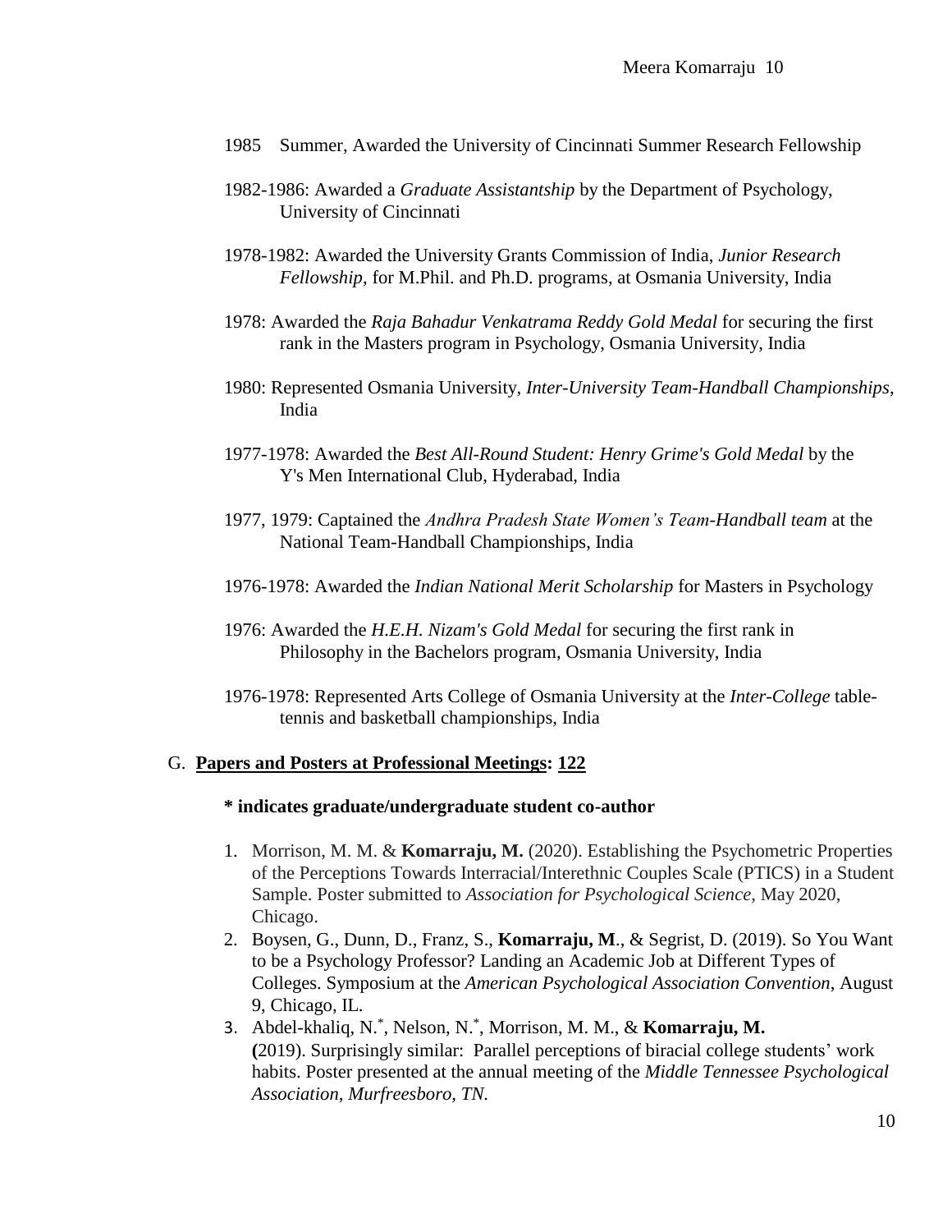1985 Summer, Awarded the University of Cincinnati Summer Research Fellowship

1982-1986: Awarded a *Graduate Assistantship* by the Department of Psychology, University of Cincinnati

1978-1982: Awarded the University Grants Commission of India, *Junior Research Fellowship*, for M.Phil. and Ph.D. programs, at Osmania University, India

1978: Awarded the *Raja Bahadur Venkatrama Reddy Gold Medal* for securing the first rank in the Masters program in Psychology, Osmania University, India

1980: Represented Osmania University, *Inter-University Team-Handball Championships*, India

1977-1978: Awarded the *Best All-Round Student: Henry Grime's Gold Medal* by the Y's Men International Club, Hyderabad, India

1977, 1979: Captained the *Andhra Pradesh State Women's Team-Handball team* at the National Team-Handball Championships, India

1976-1978: Awarded the *Indian National Merit Scholarship* for Masters in Psychology

1976: Awarded the *H.E.H. Nizam's Gold Medal* for securing the first rank in Philosophy in the Bachelors program, Osmania University, India

1976-1978: Represented Arts College of Osmania University at the *Inter-College* table-tennis and basketball championships, India

## G. Papers and Posters at Professional Meetings: 122

**\* indicates graduate/undergraduate student co-author**

1. Morrison, M. M. & **Komarraju, M.** (2020). Establishing the Psychometric Properties of the Perceptions Towards Interracial/Interethnic Couples Scale (PTICS) in a Student Sample. Poster submitted to *Association for Psychological Science,* May 2020, Chicago.
2. Boysen, G., Dunn, D., Franz, S., **Komarraju, M**., & Segrist, D. (2019). So You Want to be a Psychology Professor? Landing an Academic Job at Different Types of Colleges. Symposium at the *American Psychological Association Convention*, August 9, Chicago, IL.
3. Abdel-khaliq, N.*, Nelson, N.*, Morrison, M. M., & **Komarraju, M.** (2019). Surprisingly similar: Parallel perceptions of biracial college students' work habits. Poster presented at the annual meeting of the *Middle Tennessee Psychological Association, Murfreesboro, TN.*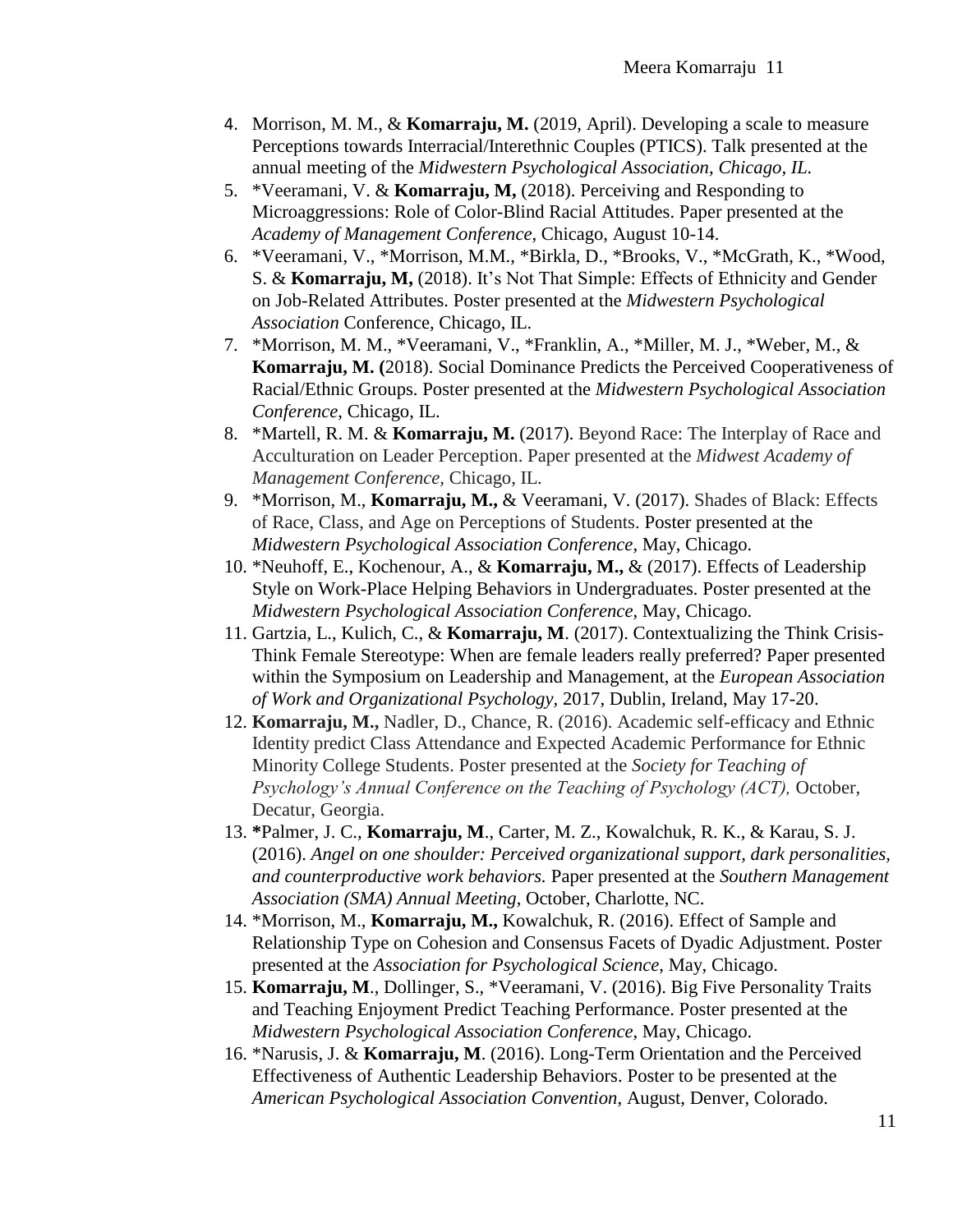4. Morrison, M. M., & **Komarraju, M.** (2019, April). Developing a scale to measure Perceptions towards Interracial/Interethnic Couples (PTICS). Talk presented at the annual meeting of the *Midwestern Psychological Association, Chicago, IL.*
5. *Veeramani, V. & **Komarraju, M,** (2018). Perceiving and Responding to Microaggressions: Role of Color-Blind Racial Attitudes. Paper presented at the *Academy of Management Conference*, Chicago, August 10-14.
6. *Veeramani, V., *Morrison, M.M., *Birkla, D., *Brooks, V., *McGrath, K., *Wood, S. & **Komarraju, M,** (2018). It's Not That Simple: Effects of Ethnicity and Gender on Job-Related Attributes. Poster presented at the *Midwestern Psychological Association* Conference, Chicago, IL.
7. *Morrison, M. M., *Veeramani, V., *Franklin, A., *Miller, M. J., *Weber, M., & **Komarraju, M. (**2018). Social Dominance Predicts the Perceived Cooperativeness of Racial/Ethnic Groups. Poster presented at the *Midwestern Psychological Association Conference*, Chicago, IL.
8. *Martell, R. M. & **Komarraju, M.** (2017). Beyond Race: The Interplay of Race and Acculturation on Leader Perception. Paper presented at the *Midwest Academy of Management Conference*, Chicago, IL.
9. *Morrison, M., **Komarraju, M.,** & Veeramani, V. (2017). Shades of Black: Effects of Race, Class, and Age on Perceptions of Students. Poster presented at the *Midwestern Psychological Association Conference*, May, Chicago.
10. *Neuhoff, E., Kochenour, A., & **Komarraju, M.,** & (2017). Effects of Leadership Style on Work-Place Helping Behaviors in Undergraduates. Poster presented at the *Midwestern Psychological Association Conference*, May, Chicago.
11. Gartzia, L., Kulich, C., & **Komarraju, M**. (2017). Contextualizing the Think Crisis-Think Female Stereotype: When are female leaders really preferred? Paper presented within the Symposium on Leadership and Management, at the *European Association of Work and Organizational Psychology,* 2017, Dublin, Ireland, May 17-20.
12. **Komarraju, M.,** Nadler, D., Chance, R. (2016). Academic self-efficacy and Ethnic Identity predict Class Attendance and Expected Academic Performance for Ethnic Minority College Students. Poster presented at the *Society for Teaching of Psychology's Annual Conference on the Teaching of Psychology (ACT),* October, Decatur, Georgia.
13. ***Palmer, J. C., **Komarraju, M**., Carter, M. Z., Kowalchuk, R. K., & Karau, S. J. (2016). *Angel on one shoulder: Perceived organizational support, dark personalities, and counterproductive work behaviors.* Paper presented at the *Southern Management Association (SMA) Annual Meeting*, October, Charlotte, NC.
14. *Morrison, M., **Komarraju, M.,** Kowalchuk, R. (2016). Effect of Sample and Relationship Type on Cohesion and Consensus Facets of Dyadic Adjustment. Poster presented at the *Association for Psychological Science,* May, Chicago.
15. **Komarraju, M**., Dollinger, S., *Veeramani, V. (2016). Big Five Personality Traits and Teaching Enjoyment Predict Teaching Performance. Poster presented at the *Midwestern Psychological Association Conference*, May, Chicago.
16. *Narusis, J. & **Komarraju, M**. (2016). Long-Term Orientation and the Perceived Effectiveness of Authentic Leadership Behaviors. Poster to be presented at the *American Psychological Association Convention*, August, Denver, Colorado.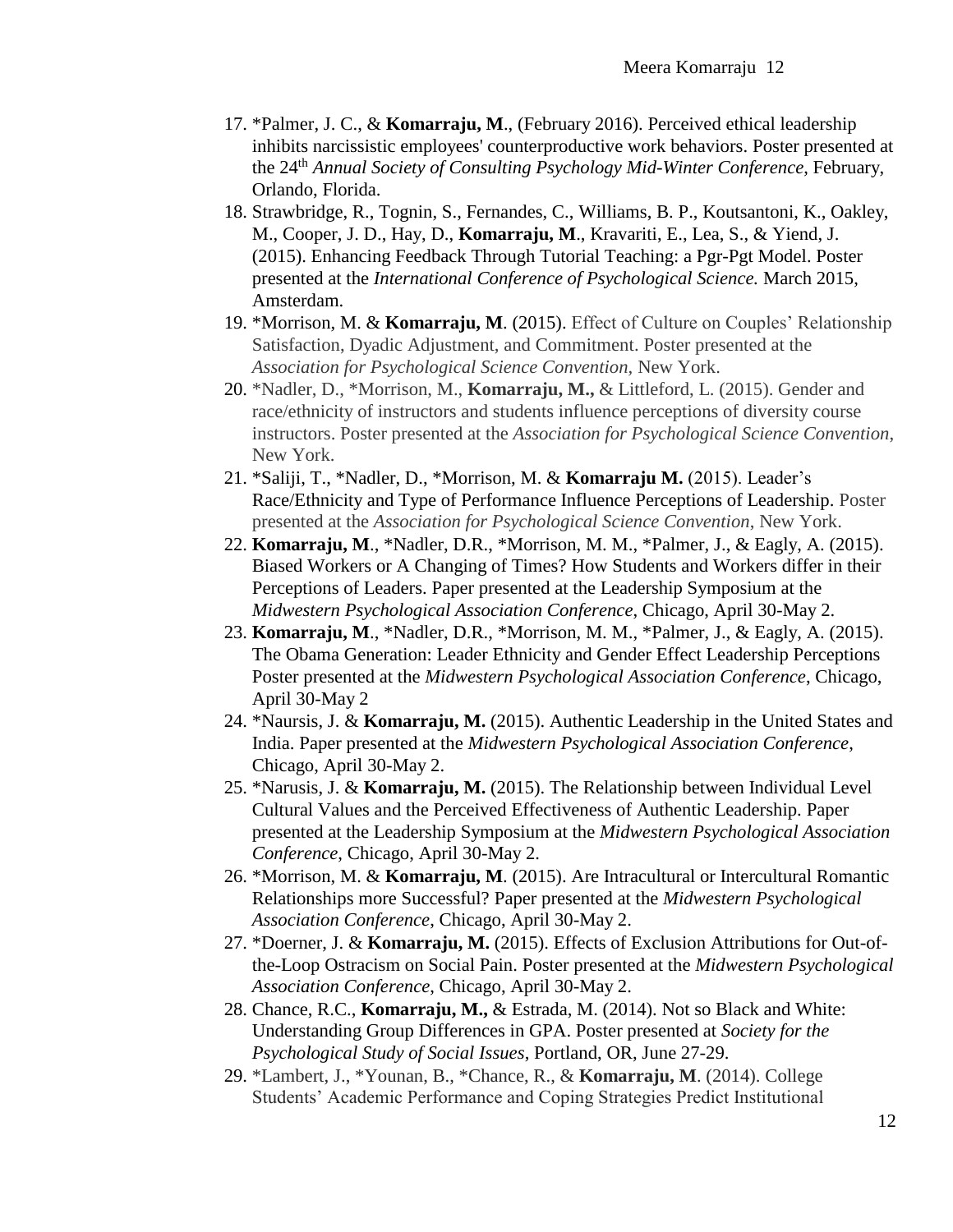17. *Palmer, J. C., & **Komarraju, M**., (February 2016). Perceived ethical leadership inhibits narcissistic employees' counterproductive work behaviors. Poster presented at the 24th *Annual Society of Consulting Psychology Mid-Winter Conference*, February, Orlando, Florida.
18. Strawbridge, R., Tognin, S., Fernandes, C., Williams, B. P., Koutsantoni, K., Oakley, M., Cooper, J. D., Hay, D., **Komarraju, M**., Kravariti, E., Lea, S., & Yiend, J. (2015). Enhancing Feedback Through Tutorial Teaching: a Pgr-Pgt Model. Poster presented at the *International Conference of Psychological Science.* March 2015, Amsterdam.
19. *Morrison, M. & **Komarraju, M**. (2015). Effect of Culture on Couples' Relationship Satisfaction, Dyadic Adjustment, and Commitment. Poster presented at the *Association for Psychological Science Convention*, New York.
20. *Nadler, D., *Morrison, M., **Komarraju, M.,** & Littleford, L. (2015). Gender and race/ethnicity of instructors and students influence perceptions of diversity course instructors. Poster presented at the *Association for Psychological Science Convention*, New York.
21. *Saliji, T., *Nadler, D., *Morrison, M. & **Komarraju M.** (2015). Leader's Race/Ethnicity and Type of Performance Influence Perceptions of Leadership. Poster presented at the *Association for Psychological Science Convention*, New York.
22. **Komarraju, M**., *Nadler, D.R., *Morrison, M. M., *Palmer, J., & Eagly, A. (2015). Biased Workers or A Changing of Times? How Students and Workers differ in their Perceptions of Leaders. Paper presented at the Leadership Symposium at the *Midwestern Psychological Association Conference*, Chicago, April 30-May 2.
23. **Komarraju, M**., *Nadler, D.R., *Morrison, M. M., *Palmer, J., & Eagly, A. (2015). The Obama Generation: Leader Ethnicity and Gender Effect Leadership Perceptions Poster presented at the *Midwestern Psychological Association Conference*, Chicago, April 30-May 2
24. *Naursis, J. & **Komarraju, M.** (2015). Authentic Leadership in the United States and India. Paper presented at the *Midwestern Psychological Association Conference*, Chicago, April 30-May 2.
25. *Narusis, J. & **Komarraju, M.** (2015). The Relationship between Individual Level Cultural Values and the Perceived Effectiveness of Authentic Leadership. Paper presented at the Leadership Symposium at the *Midwestern Psychological Association Conference*, Chicago, April 30-May 2.
26. *Morrison, M. & **Komarraju, M**. (2015). Are Intracultural or Intercultural Romantic Relationships more Successful? Paper presented at the *Midwestern Psychological Association Conference*, Chicago, April 30-May 2.
27. *Doerner, J. & **Komarraju, M.** (2015). Effects of Exclusion Attributions for Out-of-the-Loop Ostracism on Social Pain. Poster presented at the *Midwestern Psychological Association Conference*, Chicago, April 30-May 2.
28. Chance, R.C., **Komarraju, M.,** & Estrada, M. (2014). Not so Black and White: Understanding Group Differences in GPA. Poster presented at *Society for the Psychological Study of Social Issues*, Portland, OR, June 27-29.
29. *Lambert, J., *Younan, B., *Chance, R., & **Komarraju, M**. (2014). College Students' Academic Performance and Coping Strategies Predict Institutional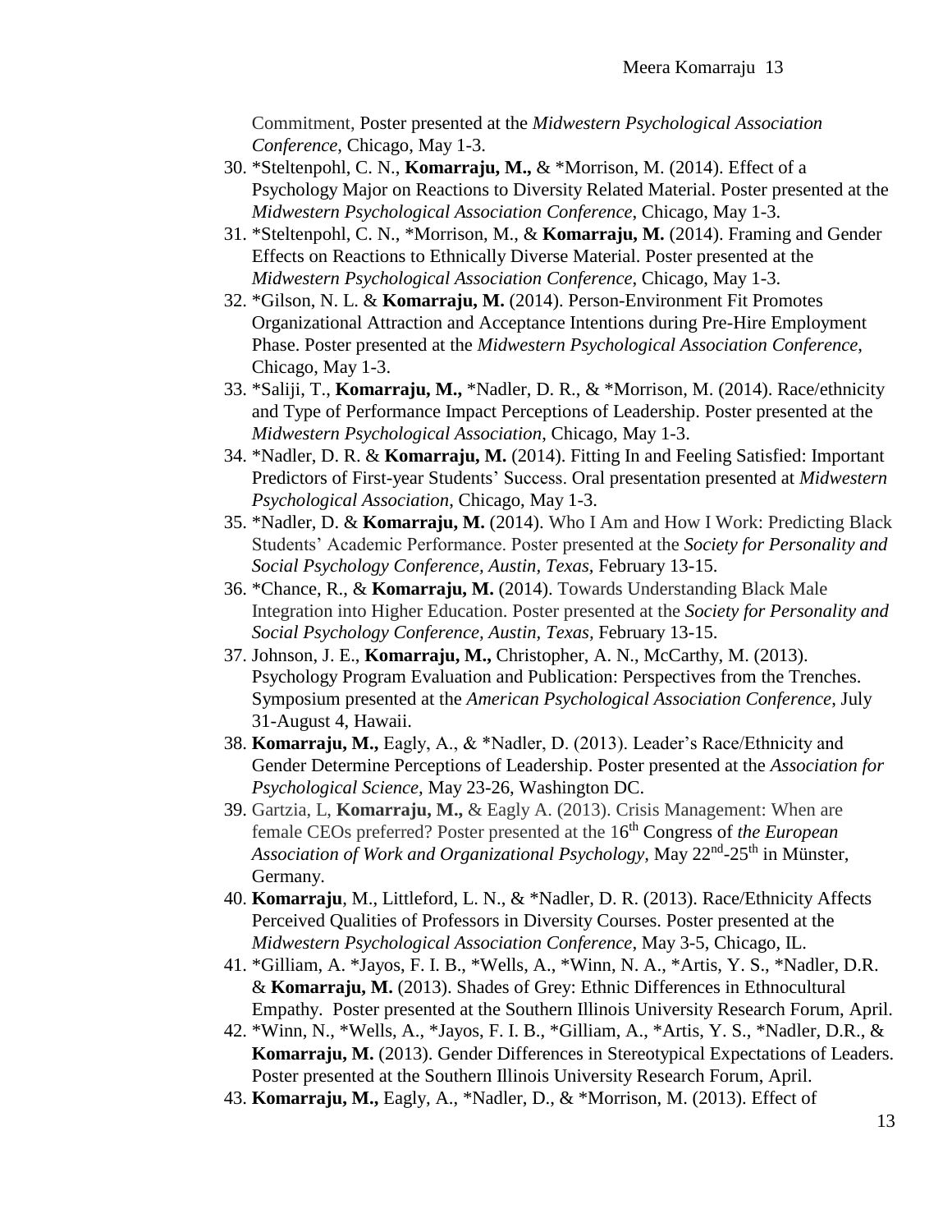Commitment, Poster presented at the *Midwestern Psychological Association Conference*, Chicago, May 1-3.

30. *Steltenpohl, C. N., **Komarraju, M.,** & *Morrison, M. (2014). Effect of a Psychology Major on Reactions to Diversity Related Material. Poster presented at the *Midwestern Psychological Association Conference*, Chicago, May 1-3.
31. *Steltenpohl, C. N., *Morrison, M., & **Komarraju, M.** (2014). Framing and Gender Effects on Reactions to Ethnically Diverse Material. Poster presented at the *Midwestern Psychological Association Conference*, Chicago, May 1-3.
32. *Gilson, N. L. & **Komarraju, M.** (2014). Person-Environment Fit Promotes Organizational Attraction and Acceptance Intentions during Pre-Hire Employment Phase. Poster presented at the *Midwestern Psychological Association Conference*, Chicago, May 1-3.
33. *Saliji, T., **Komarraju, M.,** *Nadler, D. R., & *Morrison, M. (2014). Race/ethnicity and Type of Performance Impact Perceptions of Leadership. Poster presented at the *Midwestern Psychological Association*, Chicago, May 1-3.
34. *Nadler, D. R. & **Komarraju, M.** (2014). Fitting In and Feeling Satisfied: Important Predictors of First-year Students' Success. Oral presentation presented at *Midwestern Psychological Association*, Chicago, May 1-3.
35. *Nadler, D. & **Komarraju, M.** (2014). Who I Am and How I Work: Predicting Black Students' Academic Performance. Poster presented at the *Society for Personality and Social Psychology Conference, Austin, Texas,* February 13-15.
36. *Chance, R., & **Komarraju, M.** (2014). Towards Understanding Black Male Integration into Higher Education. Poster presented at the *Society for Personality and Social Psychology Conference, Austin, Texas,* February 13-15.
37. Johnson, J. E., **Komarraju, M.,** Christopher, A. N., McCarthy, M. (2013). Psychology Program Evaluation and Publication: Perspectives from the Trenches. Symposium presented at the *American Psychological Association Conference*, July 31-August 4, Hawaii.
38. **Komarraju, M.,** Eagly, A., & *Nadler, D. (2013). Leader's Race/Ethnicity and Gender Determine Perceptions of Leadership. Poster presented at the *Association for Psychological Science,* May 23-26, Washington DC.
39. Gartzia, L, **Komarraju, M.,** & Eagly A. (2013). Crisis Management: When are female CEOs preferred? Poster presented at the 16th Congress of *the European Association of Work and Organizational Psychology,* May 22nd-25th in Münster, Germany.
40. **Komarraju**, M., Littleford, L. N., & *Nadler, D. R. (2013). Race/Ethnicity Affects Perceived Qualities of Professors in Diversity Courses. Poster presented at the *Midwestern Psychological Association Conference*, May 3-5, Chicago, IL.
41. *Gilliam, A. *Jayos, F. I. B., *Wells, A., *Winn, N. A., *Artis, Y. S., *Nadler, D.R. & **Komarraju, M.** (2013). Shades of Grey: Ethnic Differences in Ethnocultural Empathy. Poster presented at the Southern Illinois University Research Forum, April.
42. *Winn, N., *Wells, A., *Jayos, F. I. B., *Gilliam, A., *Artis, Y. S., *Nadler, D.R., & **Komarraju, M.** (2013). Gender Differences in Stereotypical Expectations of Leaders. Poster presented at the Southern Illinois University Research Forum, April.
43. **Komarraju, M.,** Eagly, A., *Nadler, D., & *Morrison, M. (2013). Effect of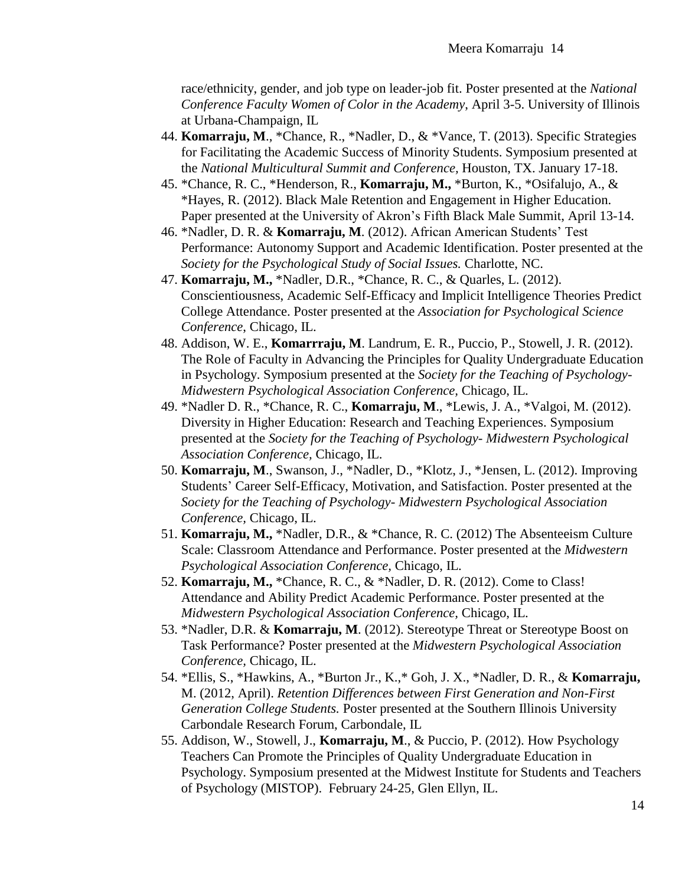race/ethnicity, gender, and job type on leader-job fit. Poster presented at the *National Conference Faculty Women of Color in the Academy*, April 3-5. University of Illinois at Urbana-Champaign, IL

44. **Komarraju, M**., *Chance, R., *Nadler, D., & *Vance, T. (2013). Specific Strategies for Facilitating the Academic Success of Minority Students. Symposium presented at the *National Multicultural Summit and Conference,* Houston, TX. January 17-18.
45. *Chance, R. C., *Henderson, R., **Komarraju, M.,** *Burton, K., *Osifalujo, A., & *Hayes, R. (2012). Black Male Retention and Engagement in Higher Education. Paper presented at the University of Akron's Fifth Black Male Summit, April 13-14.
46. *Nadler, D. R. & **Komarraju, M**. (2012). African American Students' Test Performance: Autonomy Support and Academic Identification. Poster presented at the *Society for the Psychological Study of Social Issues.* Charlotte, NC.
47. **Komarraju, M.,** *Nadler, D.R., *Chance, R. C., & Quarles, L. (2012). Conscientiousness, Academic Self-Efficacy and Implicit Intelligence Theories Predict College Attendance. Poster presented at the *Association for Psychological Science Conference*, Chicago, IL.
48. Addison, W. E., **Komarrraju, M**. Landrum, E. R., Puccio, P., Stowell, J. R. (2012). The Role of Faculty in Advancing the Principles for Quality Undergraduate Education in Psychology. Symposium presented at the *Society for the Teaching of Psychology-Midwestern Psychological Association Conference,* Chicago, IL.
49. *Nadler D. R., *Chance, R. C., **Komarraju, M**., *Lewis, J. A., *Valgoi, M. (2012). Diversity in Higher Education: Research and Teaching Experiences. Symposium presented at the *Society for the Teaching of Psychology- Midwestern Psychological Association Conference,* Chicago, IL.
50. **Komarraju, M**., Swanson, J., *Nadler, D., *Klotz, J., *Jensen, L. (2012). Improving Students' Career Self-Efficacy, Motivation, and Satisfaction. Poster presented at the *Society for the Teaching of Psychology- Midwestern Psychological Association Conference,* Chicago, IL.
51. **Komarraju, M.,** *Nadler, D.R., & *Chance, R. C. (2012) The Absenteeism Culture Scale: Classroom Attendance and Performance. Poster presented at the *Midwestern Psychological Association Conference,* Chicago, IL.
52. **Komarraju, M.,** *Chance, R. C., & *Nadler, D. R. (2012). Come to Class! Attendance and Ability Predict Academic Performance. Poster presented at the *Midwestern Psychological Association Conference,* Chicago, IL.
53. *Nadler, D.R. & **Komarraju, M**. (2012). Stereotype Threat or Stereotype Boost on Task Performance? Poster presented at the *Midwestern Psychological Association Conference,* Chicago, IL.
54. *Ellis, S., *Hawkins, A., *Burton Jr., K.,* Goh, J. X., *Nadler, D. R., & **Komarraju,** M. (2012, April). *Retention Differences between First Generation and Non-First Generation College Students.* Poster presented at the Southern Illinois University Carbondale Research Forum, Carbondale, IL
55. Addison, W., Stowell, J., **Komarraju, M**., & Puccio, P. (2012). How Psychology Teachers Can Promote the Principles of Quality Undergraduate Education in Psychology. Symposium presented at the Midwest Institute for Students and Teachers of Psychology (MISTOP). February 24-25, Glen Ellyn, IL.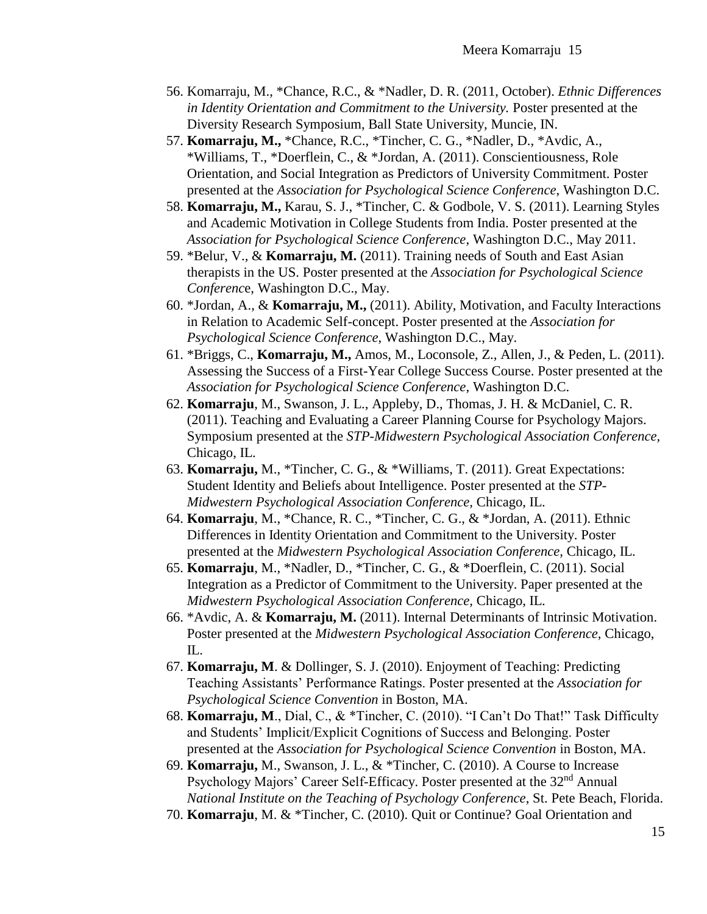56. Komarraju, M., *Chance, R.C., & *Nadler, D. R. (2011, October). *Ethnic Differences in Identity Orientation and Commitment to the University.* Poster presented at the Diversity Research Symposium, Ball State University, Muncie, IN.
57. **Komarraju, M.,** *Chance, R.C., *Tincher, C. G., *Nadler, D., *Avdic, A., *Williams, T., *Doerflein, C., & *Jordan, A. (2011). Conscientiousness, Role Orientation, and Social Integration as Predictors of University Commitment. Poster presented at the *Association for Psychological Science Conference*, Washington D.C.
58. **Komarraju, M.,** Karau, S. J., *Tincher, C. & Godbole, V. S. (2011). Learning Styles and Academic Motivation in College Students from India. Poster presented at the *Association for Psychological Science Conference*, Washington D.C., May 2011.
59. *Belur, V., & **Komarraju, M.** (2011). Training needs of South and East Asian therapists in the US. Poster presented at the *Association for Psychological Science Conferenc*e, Washington D.C., May.
60. *Jordan, A., & **Komarraju, M.,** (2011). Ability, Motivation, and Faculty Interactions in Relation to Academic Self-concept. Poster presented at the *Association for Psychological Science Conference*, Washington D.C., May.
61. *Briggs, C., **Komarraju, M.,** Amos, M., Loconsole, Z., Allen, J., & Peden, L. (2011). Assessing the Success of a First-Year College Success Course. Poster presented at the *Association for Psychological Science Conference*, Washington D.C.
62. **Komarraju**, M., Swanson, J. L., Appleby, D., Thomas, J. H. & McDaniel, C. R. (2011). Teaching and Evaluating a Career Planning Course for Psychology Majors. Symposium presented at the *STP-Midwestern Psychological Association Conference*, Chicago, IL.
63. **Komarraju,** M., *Tincher, C. G., & *Williams, T. (2011). Great Expectations: Student Identity and Beliefs about Intelligence. Poster presented at the *STP-Midwestern Psychological Association Conference,* Chicago, IL.
64. **Komarraju**, M., *Chance, R. C., *Tincher, C. G., & *Jordan, A. (2011). Ethnic Differences in Identity Orientation and Commitment to the University. Poster presented at the *Midwestern Psychological Association Conference*, Chicago, IL.
65. **Komarraju**, M., *Nadler, D., *Tincher, C. G., & *Doerflein, C. (2011). Social Integration as a Predictor of Commitment to the University. Paper presented at the *Midwestern Psychological Association Conference,* Chicago, IL.
66. *Avdic, A. & **Komarraju, M.** (2011). Internal Determinants of Intrinsic Motivation. Poster presented at the *Midwestern Psychological Association Conference*, Chicago, IL.
67. **Komarraju, M**. & Dollinger, S. J. (2010). Enjoyment of Teaching: Predicting Teaching Assistants' Performance Ratings. Poster presented at the *Association for Psychological Science Convention* in Boston, MA.
68. **Komarraju, M**., Dial, C., & *Tincher, C. (2010). "I Can't Do That!" Task Difficulty and Students' Implicit/Explicit Cognitions of Success and Belonging. Poster presented at the *Association for Psychological Science Convention* in Boston, MA.
69. **Komarraju,** M., Swanson, J. L., & *Tincher, C. (2010). A Course to Increase Psychology Majors' Career Self-Efficacy. Poster presented at the 32nd Annual *National Institute on the Teaching of Psychology Conference*, St. Pete Beach, Florida.
70. **Komarraju**, M. & *Tincher, C. (2010). Quit or Continue? Goal Orientation and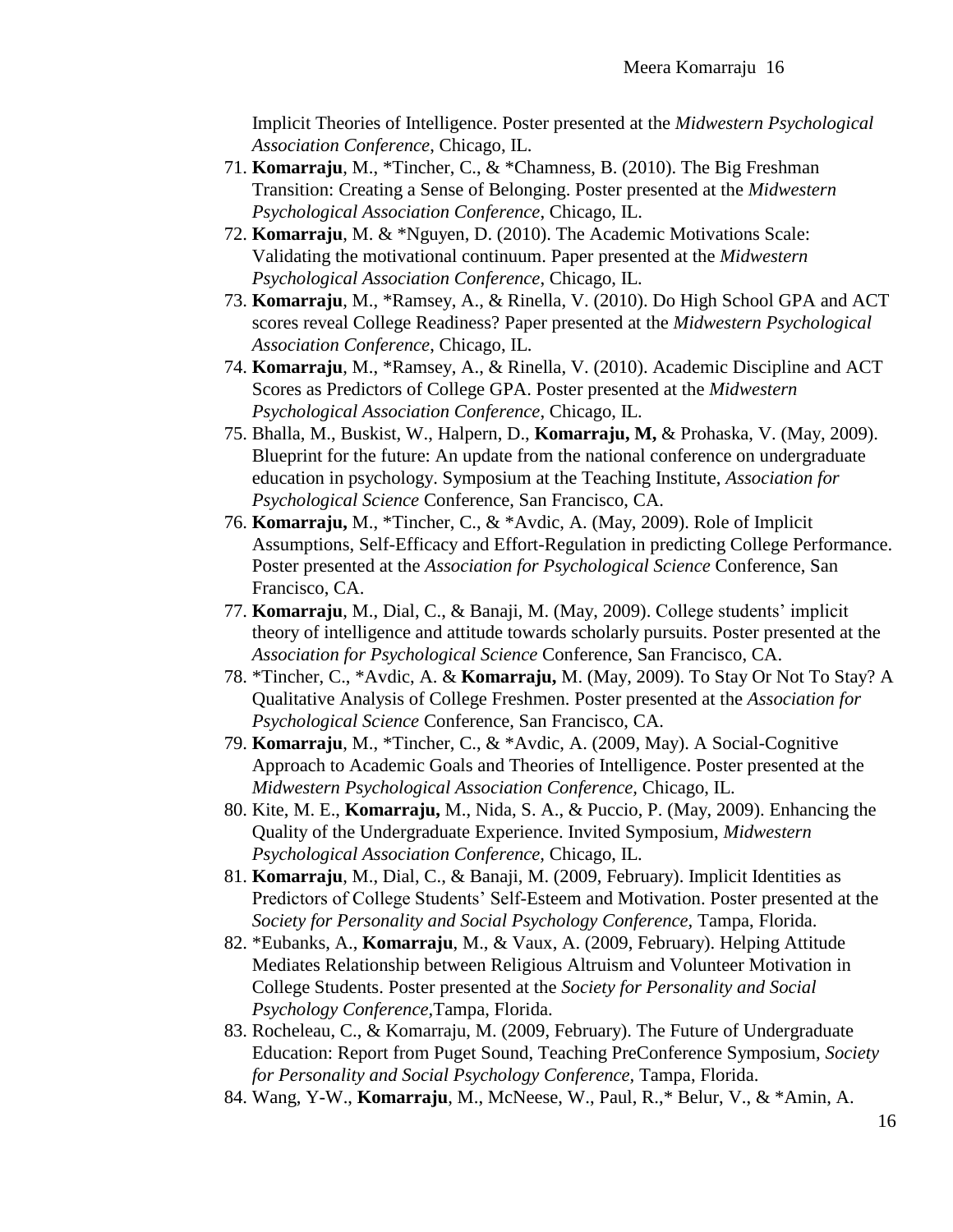Implicit Theories of Intelligence. Poster presented at the *Midwestern Psychological Association Conference*, Chicago, IL.

71. **Komarraju**, M., *Tincher, C., & *Chamness, B. (2010). The Big Freshman Transition: Creating a Sense of Belonging. Poster presented at the *Midwestern Psychological Association Conference*, Chicago, IL.
72. **Komarraju**, M. & *Nguyen, D. (2010). The Academic Motivations Scale: Validating the motivational continuum. Paper presented at the *Midwestern Psychological Association Conference*, Chicago, IL.
73. **Komarraju**, M., *Ramsey, A., & Rinella, V. (2010). Do High School GPA and ACT scores reveal College Readiness? Paper presented at the *Midwestern Psychological Association Conference*, Chicago, IL.
74. **Komarraju**, M., *Ramsey, A., & Rinella, V. (2010). Academic Discipline and ACT Scores as Predictors of College GPA. Poster presented at the *Midwestern Psychological Association Conference*, Chicago, IL.
75. Bhalla, M., Buskist, W., Halpern, D., **Komarraju, M,** & Prohaska, V. (May, 2009). Blueprint for the future: An update from the national conference on undergraduate education in psychology. Symposium at the Teaching Institute, *Association for Psychological Science* Conference, San Francisco, CA.
76. **Komarraju,** M., *Tincher, C., & *Avdic, A. (May, 2009). Role of Implicit Assumptions, Self-Efficacy and Effort-Regulation in predicting College Performance. Poster presented at the *Association for Psychological Science* Conference, San Francisco, CA.
77. **Komarraju**, M., Dial, C., & Banaji, M. (May, 2009). College students' implicit theory of intelligence and attitude towards scholarly pursuits. Poster presented at the *Association for Psychological Science* Conference, San Francisco, CA.
78. *Tincher, C., *Avdic, A. & **Komarraju,** M. (May, 2009). To Stay Or Not To Stay? A Qualitative Analysis of College Freshmen. Poster presented at the *Association for Psychological Science* Conference, San Francisco, CA.
79. **Komarraju**, M., *Tincher, C., & *Avdic, A. (2009, May). A Social-Cognitive Approach to Academic Goals and Theories of Intelligence. Poster presented at the *Midwestern Psychological Association Conference,* Chicago, IL.
80. Kite, M. E., **Komarraju,** M., Nida, S. A., & Puccio, P. (May, 2009). Enhancing the Quality of the Undergraduate Experience. Invited Symposium, *Midwestern Psychological Association Conference*, Chicago, IL.
81. **Komarraju**, M., Dial, C., & Banaji, M. (2009, February). Implicit Identities as Predictors of College Students' Self-Esteem and Motivation. Poster presented at the *Society for Personality and Social Psychology Conference*, Tampa, Florida.
82. *Eubanks, A., **Komarraju**, M., & Vaux, A. (2009, February). Helping Attitude Mediates Relationship between Religious Altruism and Volunteer Motivation in College Students. Poster presented at the *Society for Personality and Social Psychology Conference,*Tampa, Florida.
83. Rocheleau, C., & Komarraju, M. (2009, February). The Future of Undergraduate Education: Report from Puget Sound, Teaching PreConference Symposium, *Society for Personality and Social Psychology Conference*, Tampa, Florida.
84. Wang, Y-W., **Komarraju**, M., McNeese, W., Paul, R.,* Belur, V., & *Amin, A.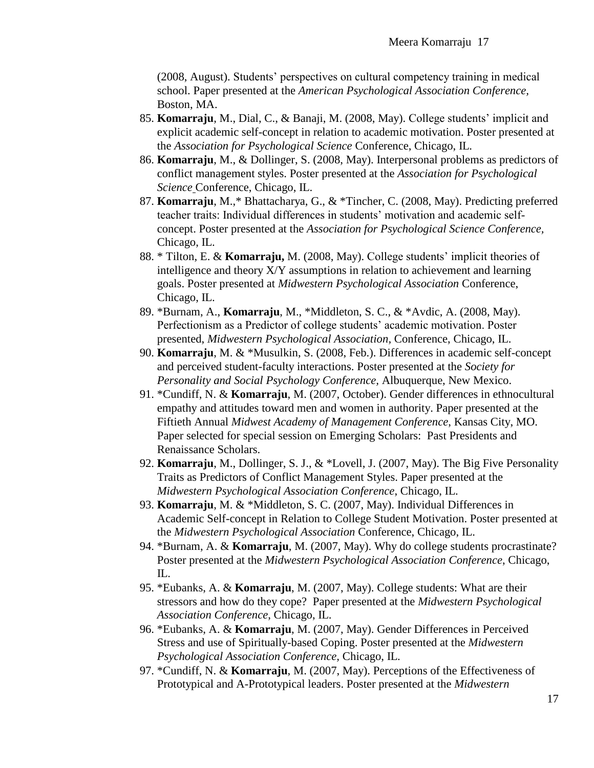(2008, August). Students' perspectives on cultural competency training in medical school. Paper presented at the *American Psychological Association Conference*, Boston, MA.

85. **Komarraju**, M., Dial, C., & Banaji, M. (2008, May). College students' implicit and explicit academic self-concept in relation to academic motivation. Poster presented at the *Association for Psychological Science* Conference, Chicago, IL.
86. **Komarraju**, M., & Dollinger, S. (2008, May). Interpersonal problems as predictors of conflict management styles. Poster presented at the *Association for Psychological Science* Conference, Chicago, IL.
87. **Komarraju**, M.,* Bhattacharya, G., & *Tincher, C. (2008, May). Predicting preferred teacher traits: Individual differences in students' motivation and academic self-concept. Poster presented at the *Association for Psychological Science Conference,* Chicago, IL.
88. * Tilton, E. & **Komarraju,** M. (2008, May). College students' implicit theories of intelligence and theory X/Y assumptions in relation to achievement and learning goals. Poster presented at *Midwestern Psychological Association* Conference, Chicago, IL.
89. *Burnam, A., **Komarraju**, M., *Middleton, S. C., & *Avdic, A. (2008, May). Perfectionism as a Predictor of college students' academic motivation. Poster presented, *Midwestern Psychological Association*, Conference, Chicago, IL.
90. **Komarraju**, M. & *Musulkin, S. (2008, Feb.). Differences in academic self-concept and perceived student-faculty interactions. Poster presented at the *Society for Personality and Social Psychology Conference,* Albuquerque, New Mexico.
91. *Cundiff, N. & **Komarraju**, M. (2007, October). Gender differences in ethnocultural empathy and attitudes toward men and women in authority. Paper presented at the Fiftieth Annual *Midwest Academy of Management Conference,* Kansas City, MO. Paper selected for special session on Emerging Scholars: Past Presidents and Renaissance Scholars.
92. **Komarraju**, M., Dollinger, S. J., & *Lovell, J. (2007, May). The Big Five Personality Traits as Predictors of Conflict Management Styles. Paper presented at the *Midwestern Psychological Association Conference,* Chicago, IL.
93. **Komarraju**, M. & *Middleton, S. C. (2007, May). Individual Differences in Academic Self-concept in Relation to College Student Motivation. Poster presented at the *Midwestern Psychological Association* Conference, Chicago, IL.
94. *Burnam, A. & **Komarraju**, M. (2007, May). Why do college students procrastinate? Poster presented at the *Midwestern Psychological Association Conference*, Chicago, IL.
95. *Eubanks, A. & **Komarraju**, M. (2007, May). College students: What are their stressors and how do they cope? Paper presented at the *Midwestern Psychological Association Conference,* Chicago, IL.
96. *Eubanks, A. & **Komarraju**, M. (2007, May). Gender Differences in Perceived Stress and use of Spiritually-based Coping. Poster presented at the *Midwestern Psychological Association Conference,* Chicago, IL.
97. *Cundiff, N. & **Komarraju**, M. (2007, May). Perceptions of the Effectiveness of Prototypical and A-Prototypical leaders. Poster presented at the *Midwestern*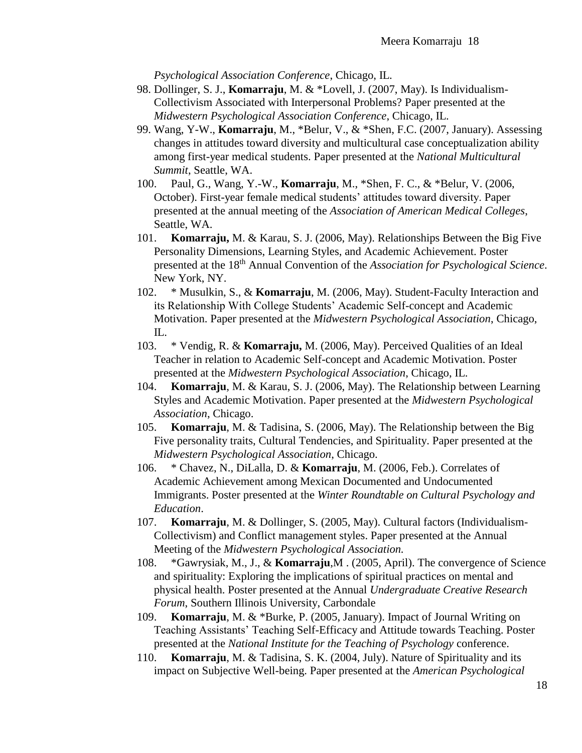*Psychological Association Conference*, Chicago, IL.

98. Dollinger, S. J., **Komarraju**, M. & *Lovell, J. (2007, May). Is Individualism-Collectivism Associated with Interpersonal Problems? Paper presented at the *Midwestern Psychological Association Conference*, Chicago, IL.
99. Wang, Y-W., **Komarraju**, M., *Belur, V., & *Shen, F.C. (2007, January). Assessing changes in attitudes toward diversity and multicultural case conceptualization ability among first-year medical students. Paper presented at the *National Multicultural Summit*, Seattle, WA.
100. Paul, G., Wang, Y.-W., **Komarraju**, M., *Shen, F. C., & *Belur, V. (2006, October). First-year female medical students' attitudes toward diversity. Paper presented at the annual meeting of the *Association of American Medical Colleges*, Seattle, WA.
101. **Komarraju,** M. & Karau, S. J. (2006, May). Relationships Between the Big Five Personality Dimensions, Learning Styles, and Academic Achievement. Poster presented at the 18th Annual Convention of the *Association for Psychological Science*. New York, NY.
102. * Musulkin, S., & **Komarraju**, M. (2006, May). Student-Faculty Interaction and its Relationship With College Students' Academic Self-concept and Academic Motivation. Paper presented at the *Midwestern Psychological Association*, Chicago, IL.
103. * Vendig, R. & **Komarraju,** M. (2006, May). Perceived Qualities of an Ideal Teacher in relation to Academic Self-concept and Academic Motivation. Poster presented at the *Midwestern Psychological Association*, Chicago, IL.
104. **Komarraju**, M. & Karau, S. J. (2006, May). The Relationship between Learning Styles and Academic Motivation. Paper presented at the *Midwestern Psychological Association*, Chicago.
105. **Komarraju**, M. & Tadisina, S. (2006, May). The Relationship between the Big Five personality traits, Cultural Tendencies, and Spirituality. Paper presented at the *Midwestern Psychological Association*, Chicago.
106. * Chavez, N., DiLalla, D. & **Komarraju**, M. (2006, Feb.). Correlates of Academic Achievement among Mexican Documented and Undocumented Immigrants. Poster presented at the *Winter Roundtable on Cultural Psychology and Education*.
107. **Komarraju**, M. & Dollinger, S. (2005, May). Cultural factors (Individualism-Collectivism) and Conflict management styles. Paper presented at the Annual Meeting of the *Midwestern Psychological Association.*
108. *Gawrysiak, M., J., & **Komarraju**,M . (2005, April). The convergence of Science and spirituality: Exploring the implications of spiritual practices on mental and physical health. Poster presented at the Annual *Undergraduate Creative Research Forum*, Southern Illinois University, Carbondale
109. **Komarraju**, M. & *Burke, P. (2005, January). Impact of Journal Writing on Teaching Assistants' Teaching Self-Efficacy and Attitude towards Teaching. Poster presented at the *National Institute for the Teaching of Psychology* conference.
110. **Komarraju**, M. & Tadisina, S. K. (2004, July). Nature of Spirituality and its impact on Subjective Well-being. Paper presented at the *American Psychological*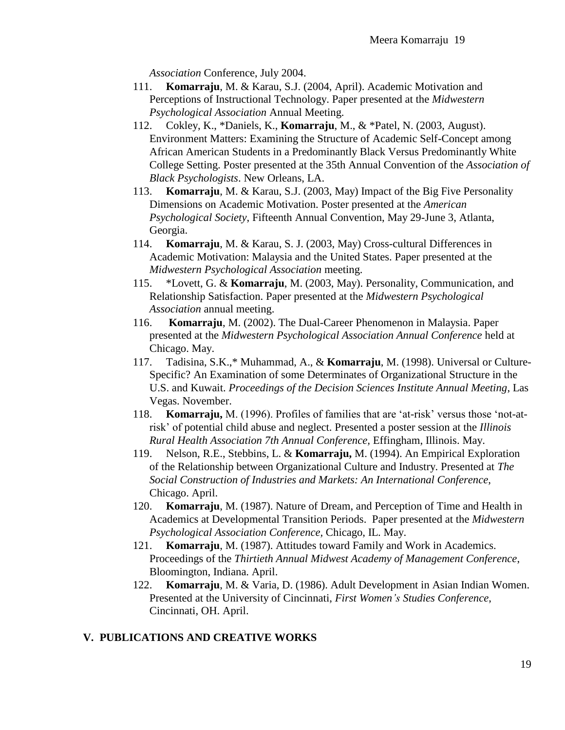*Association* Conference, July 2004.

111. **Komarraju**, M. & Karau, S.J. (2004, April). Academic Motivation and Perceptions of Instructional Technology. Paper presented at the *Midwestern Psychological Association* Annual Meeting.
112. Cokley, K., *Daniels, K., **Komarraju**, M., & *Patel, N. (2003, August). Environment Matters: Examining the Structure of Academic Self-Concept among African American Students in a Predominantly Black Versus Predominantly White College Setting. Poster presented at the 35th Annual Convention of the *Association of Black Psychologists*. New Orleans, LA.
113. **Komarraju**, M. & Karau, S.J. (2003, May) Impact of the Big Five Personality Dimensions on Academic Motivation. Poster presented at the *American Psychological Society*, Fifteenth Annual Convention, May 29-June 3, Atlanta, Georgia.
114. **Komarraju**, M. & Karau, S. J. (2003, May) Cross-cultural Differences in Academic Motivation: Malaysia and the United States. Paper presented at the *Midwestern Psychological Association* meeting.
115. *Lovett, G. & **Komarraju**, M. (2003, May). Personality, Communication, and Relationship Satisfaction. Paper presented at the *Midwestern Psychological Association* annual meeting.
116. **Komarraju**, M. (2002). The Dual-Career Phenomenon in Malaysia. Paper presented at the *Midwestern Psychological Association Annual Conference* held at Chicago. May.
117. Tadisina, S.K.,* Muhammad, A., & **Komarraju**, M. (1998). Universal or Culture-Specific? An Examination of some Determinates of Organizational Structure in the U.S. and Kuwait. *Proceedings of the Decision Sciences Institute Annual Meeting*, Las Vegas. November.
118. **Komarraju,** M. (1996). Profiles of families that are 'at-risk' versus those 'not-at-risk' of potential child abuse and neglect. Presented a poster session at the *Illinois Rural Health Association 7th Annual Conference,* Effingham, Illinois. May.
119. Nelson, R.E., Stebbins, L. & **Komarraju,** M. (1994). An Empirical Exploration of the Relationship between Organizational Culture and Industry. Presented at *The Social Construction of Industries and Markets: An International Conference,* Chicago. April.
120. **Komarraju**, M. (1987). Nature of Dream, and Perception of Time and Health in Academics at Developmental Transition Periods. Paper presented at the *Midwestern Psychological Association Conference*, Chicago, IL. May.
121. **Komarraju**, M. (1987). Attitudes toward Family and Work in Academics. Proceedings of the *Thirtieth Annual Midwest Academy of Management Conference*, Bloomington, Indiana. April.
122. **Komarraju**, M. & Varia, D. (1986). Adult Development in Asian Indian Women. Presented at the University of Cincinnati, *First Women's Studies Conference*, Cincinnati, OH. April.

## V. PUBLICATIONS AND CREATIVE WORKS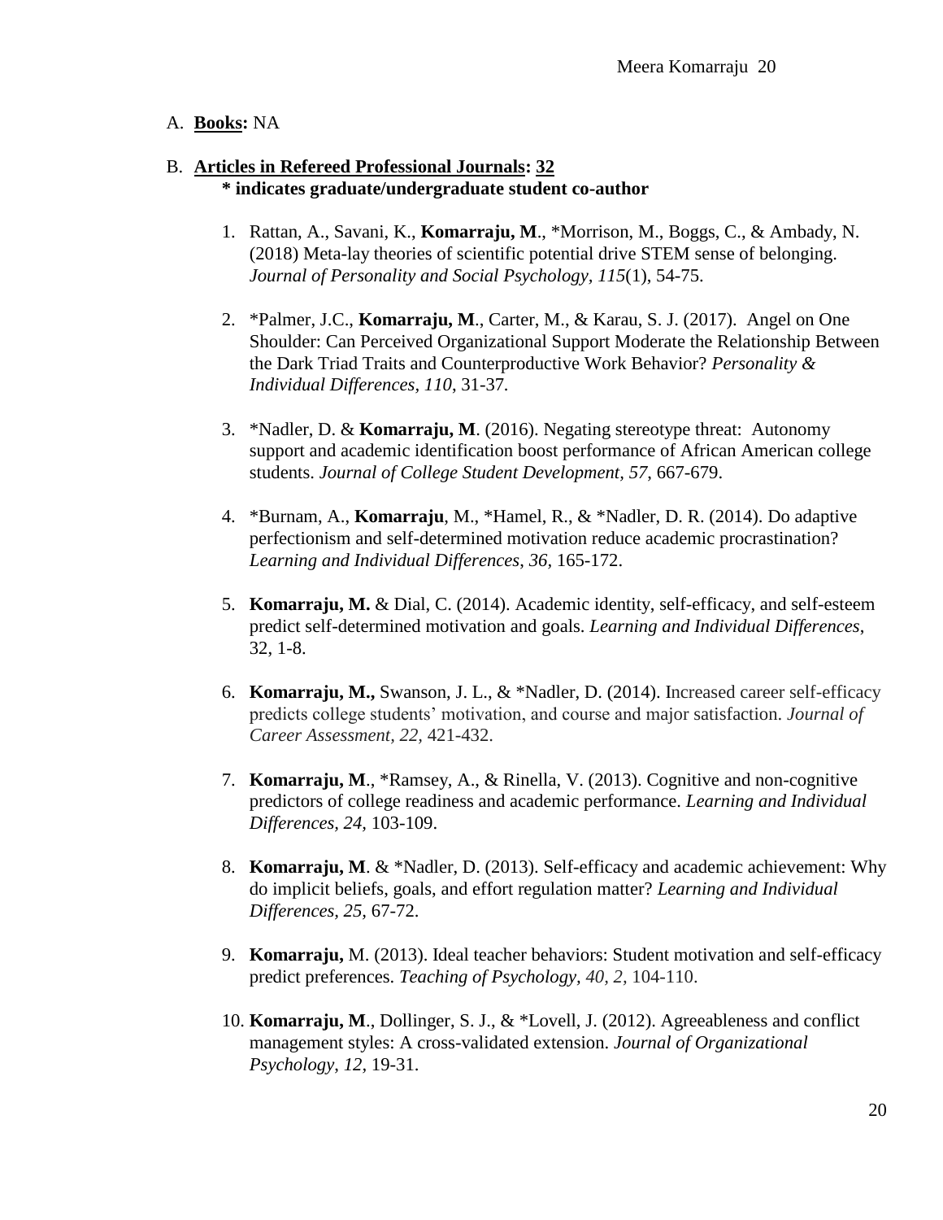A. **Books:** NA

B. **Articles in Refereed Professional Journals: 32**
   **\* indicates graduate/undergraduate student co-author**

1. Rattan, A., Savani, K., **Komarraju, M**., *Morrison, M., Boggs, C., & Ambady, N. (2018) Meta-lay theories of scientific potential drive STEM sense of belonging. *Journal of Personality and Social Psychology, 115*(1), 54-75.

2. *Palmer, J.C., **Komarraju, M**., Carter, M., & Karau, S. J. (2017). Angel on One Shoulder: Can Perceived Organizational Support Moderate the Relationship Between the Dark Triad Traits and Counterproductive Work Behavior? *Personality & Individual Differences, 110*, 31-37.

3. *Nadler, D. & **Komarraju, M**. (2016). Negating stereotype threat: Autonomy support and academic identification boost performance of African American college students. *Journal of College Student Development, 57*, 667-679.

4. *Burnam, A., **Komarraju**, M., *Hamel, R., & *Nadler, D. R. (2014). Do adaptive perfectionism and self-determined motivation reduce academic procrastination? *Learning and Individual Differences*, *36*, 165-172.

5. **Komarraju, M.** & Dial, C. (2014). Academic identity, self-efficacy, and self-esteem predict self-determined motivation and goals. *Learning and Individual Differences*, 32, 1-8.

6. **Komarraju, M.,** Swanson, J. L., & *Nadler, D. (2014). Increased career self-efficacy predicts college students' motivation, and course and major satisfaction. *Journal of Career Assessment, 22,* 421-432.

7. **Komarraju, M**., *Ramsey, A., & Rinella, V. (2013). Cognitive and non-cognitive predictors of college readiness and academic performance. *Learning and Individual Differences, 24,* 103-109.

8. **Komarraju, M**. & *Nadler, D. (2013). Self-efficacy and academic achievement: Why do implicit beliefs, goals, and effort regulation matter? *Learning and Individual Differences, 25,* 67-72.

9. **Komarraju,** M. (2013). Ideal teacher behaviors: Student motivation and self-efficacy predict preferences. *Teaching of Psychology, 40, 2,* 104-110.

10. **Komarraju, M**., Dollinger, S. J., & *Lovell, J. (2012). Agreeableness and conflict management styles: A cross-validated extension. *Journal of Organizational Psychology, 12,* 19-31.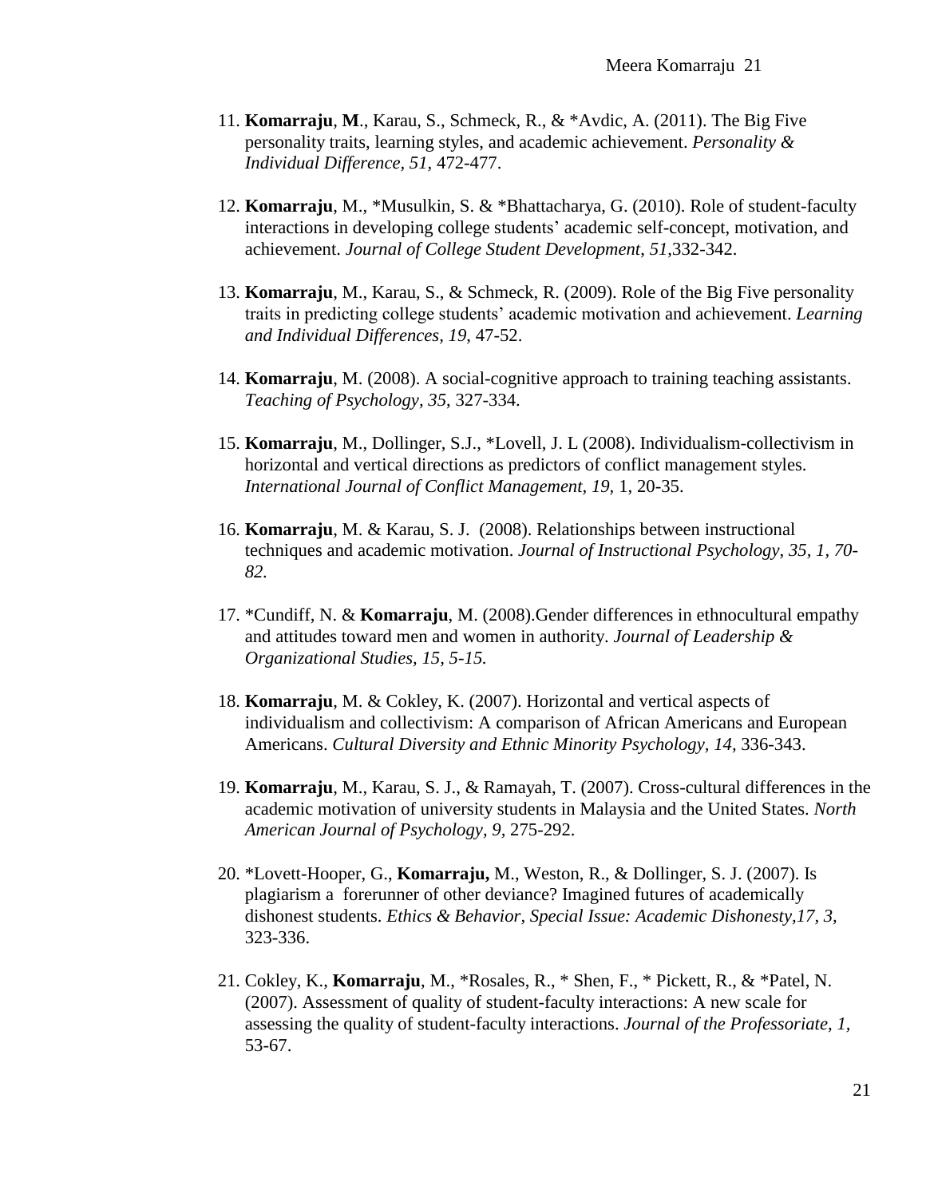11. **Komarraju**, **M**., Karau, S., Schmeck, R., & *Avdic, A. (2011). The Big Five personality traits, learning styles, and academic achievement. *Personality & Individual Difference, 51,* 472-477.

12. **Komarraju**, M., *Musulkin, S. & *Bhattacharya, G. (2010). Role of student-faculty interactions in developing college students' academic self-concept, motivation, and achievement. *Journal of College Student Development, 51,*332-342.

13. **Komarraju**, M., Karau, S., & Schmeck, R. (2009). Role of the Big Five personality traits in predicting college students' academic motivation and achievement. *Learning and Individual Differences, 19,* 47-52.

14. **Komarraju**, M. (2008). A social-cognitive approach to training teaching assistants. *Teaching of Psychology, 35,* 327-334.

15. **Komarraju**, M., Dollinger, S.J., *Lovell, J. L (2008). Individualism-collectivism in horizontal and vertical directions as predictors of conflict management styles. *International Journal of Conflict Management, 19,* 1, 20-35.

16. **Komarraju**, M. & Karau, S. J. (2008). Relationships between instructional techniques and academic motivation. *Journal of Instructional Psychology, 35, 1, 70-82.*

17. *Cundiff, N. & **Komarraju**, M. (2008).Gender differences in ethnocultural empathy and attitudes toward men and women in authority. *Journal of Leadership & Organizational Studies, 15, 5-15.*

18. **Komarraju**, M. & Cokley, K. (2007). Horizontal and vertical aspects of individualism and collectivism: A comparison of African Americans and European Americans. *Cultural Diversity and Ethnic Minority Psychology, 14,* 336-343.

19. **Komarraju**, M., Karau, S. J., & Ramayah, T. (2007). Cross-cultural differences in the academic motivation of university students in Malaysia and the United States. *North American Journal of Psychology, 9,* 275-292.

20. *Lovett-Hooper, G., **Komarraju,** M., Weston, R., & Dollinger, S. J. (2007). Is plagiarism a forerunner of other deviance? Imagined futures of academically dishonest students. *Ethics & Behavior, Special Issue: Academic Dishonesty,17, 3,* 323-336.

21. Cokley, K., **Komarraju**, M., *Rosales, R., * Shen, F., * Pickett, R., & *Patel, N. (2007). Assessment of quality of student-faculty interactions: A new scale for assessing the quality of student-faculty interactions. *Journal of the Professoriate, 1,* 53-67.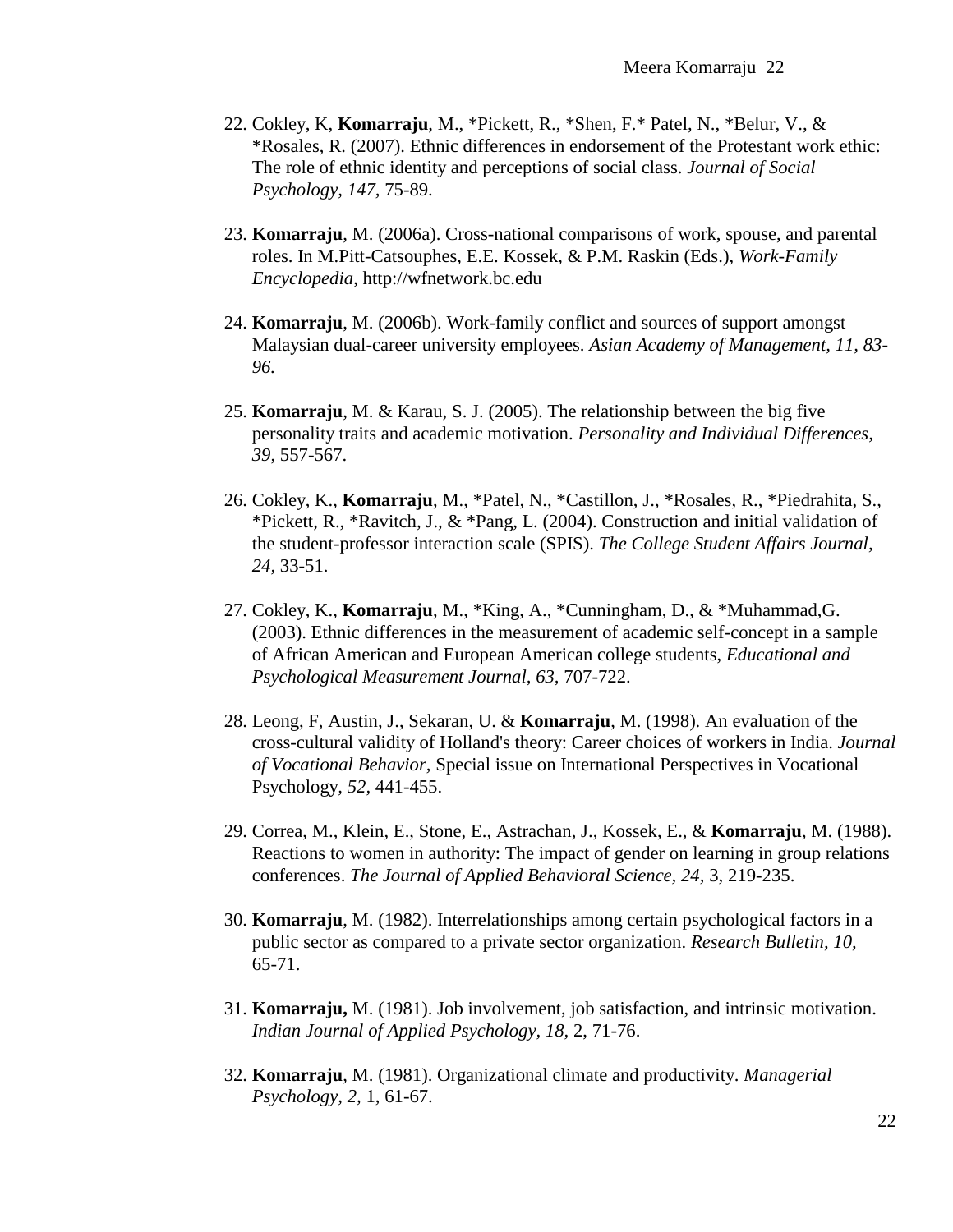22. Cokley, K, **Komarraju**, M., *Pickett, R., *Shen, F.* Patel, N., *Belur, V., & *Rosales, R. (2007). Ethnic differences in endorsement of the Protestant work ethic: The role of ethnic identity and perceptions of social class. *Journal of Social Psychology, 147*, 75-89.

23. **Komarraju**, M. (2006a). Cross-national comparisons of work, spouse, and parental roles. In M.Pitt-Catsouphes, E.E. Kossek, & P.M. Raskin (Eds.), *Work-Family Encyclopedia*, http://wfnetwork.bc.edu

24. **Komarraju**, M. (2006b). Work-family conflict and sources of support amongst Malaysian dual-career university employees. *Asian Academy of Management, 11, 83-96.*

25. **Komarraju**, M. & Karau, S. J. (2005). The relationship between the big five personality traits and academic motivation. *Personality and Individual Differences, 39*, 557-567.

26. Cokley, K., **Komarraju**, M., *Patel, N., *Castillon, J., *Rosales, R., *Piedrahita, S., *Pickett, R., *Ravitch, J., & *Pang, L. (2004). Construction and initial validation of the student-professor interaction scale (SPIS). *The College Student Affairs Journal, 24*, 33-51.

27. Cokley, K., **Komarraju**, M., *King, A., *Cunningham, D., & *Muhammad,G. (2003). Ethnic differences in the measurement of academic self-concept in a sample of African American and European American college students, *Educational and Psychological Measurement Journal, 63*, 707-722.

28. Leong, F, Austin, J., Sekaran, U. & **Komarraju**, M. (1998). An evaluation of the cross-cultural validity of Holland's theory: Career choices of workers in India. *Journal of Vocational Behavior,* Special issue on International Perspectives in Vocational Psychology, *52*, 441-455.

29. Correa, M., Klein, E., Stone, E., Astrachan, J., Kossek, E., & **Komarraju**, M. (1988). Reactions to women in authority: The impact of gender on learning in group relations conferences. *The Journal of Applied Behavioral Science, 24,* 3, 219-235.

30. **Komarraju**, M. (1982). Interrelationships among certain psychological factors in a public sector as compared to a private sector organization. *Research Bulletin, 10,* 65-71.

31. **Komarraju,** M. (1981). Job involvement, job satisfaction, and intrinsic motivation. *Indian Journal of Applied Psychology, 18,* 2, 71-76.

32. **Komarraju**, M. (1981). Organizational climate and productivity. *Managerial Psychology, 2,* 1, 61-67.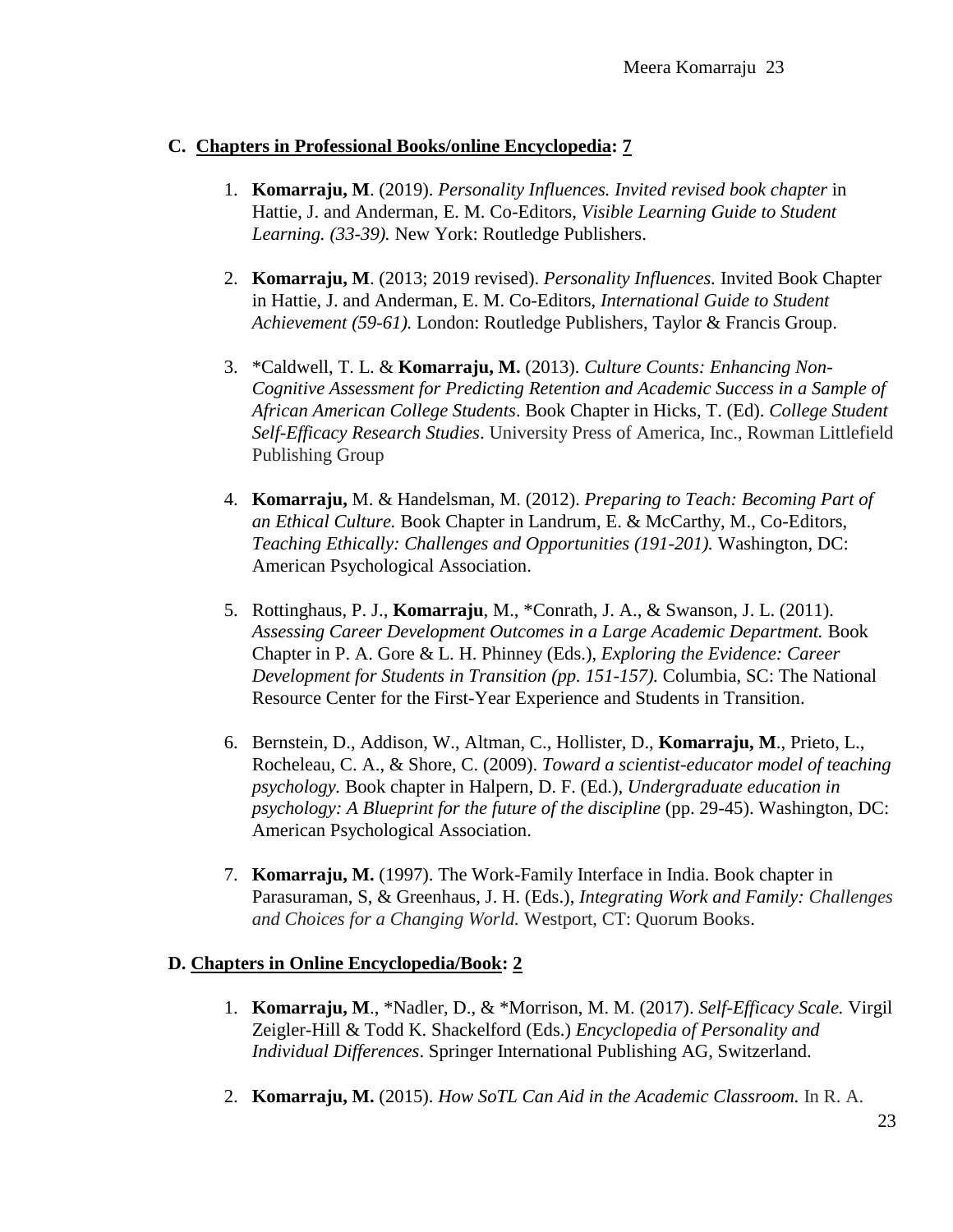### C. Chapters in Professional Books/online Encyclopedia: 7

1. **Komarraju, M**. (2019). *Personality Influences. Invited revised book chapter* in Hattie, J. and Anderman, E. M. Co-Editors, *Visible Learning Guide to Student Learning. (33-39).* New York: Routledge Publishers.

2. **Komarraju, M**. (2013; 2019 revised). *Personality Influences.* Invited Book Chapter in Hattie, J. and Anderman, E. M. Co-Editors, *International Guide to Student Achievement (59-61).* London: Routledge Publishers, Taylor & Francis Group.

3. *Caldwell, T. L. & **Komarraju, M.** (2013). *Culture Counts: Enhancing Non-Cognitive Assessment for Predicting Retention and Academic Success in a Sample of African American College Students*. Book Chapter in Hicks, T. (Ed). *College Student Self-Efficacy Research Studies*. University Press of America, Inc., Rowman Littlefield Publishing Group

4. **Komarraju,** M. & Handelsman, M. (2012). *Preparing to Teach: Becoming Part of an Ethical Culture.* Book Chapter in Landrum, E. & McCarthy, M., Co-Editors, *Teaching Ethically: Challenges and Opportunities (191-201).* Washington, DC: American Psychological Association.

5. Rottinghaus, P. J., **Komarraju**, M., *Conrath, J. A., & Swanson, J. L. (2011). *Assessing Career Development Outcomes in a Large Academic Department.* Book Chapter in P. A. Gore & L. H. Phinney (Eds.), *Exploring the Evidence: Career Development for Students in Transition (pp. 151-157).* Columbia, SC: The National Resource Center for the First-Year Experience and Students in Transition.

6. Bernstein, D., Addison, W., Altman, C., Hollister, D., **Komarraju, M**., Prieto, L., Rocheleau, C. A., & Shore, C. (2009). *Toward a scientist-educator model of teaching psychology.* Book chapter in Halpern, D. F. (Ed.), *Undergraduate education in psychology: A Blueprint for the future of the discipline* (pp. 29-45). Washington, DC: American Psychological Association.

7. **Komarraju, M.** (1997). The Work-Family Interface in India. Book chapter in Parasuraman, S, & Greenhaus, J. H. (Eds.), *Integrating Work and Family: Challenges and Choices for a Changing World.* Westport, CT: Quorum Books.

### D. Chapters in Online Encyclopedia/Book: 2

1. **Komarraju, M**., *Nadler, D., & *Morrison, M. M. (2017). *Self-Efficacy Scale.* Virgil Zeigler-Hill & Todd K. Shackelford (Eds.) *Encyclopedia of Personality and Individual Differences*. Springer International Publishing AG, Switzerland.

2. **Komarraju, M.** (2015). *How SoTL Can Aid in the Academic Classroom.* In R. A.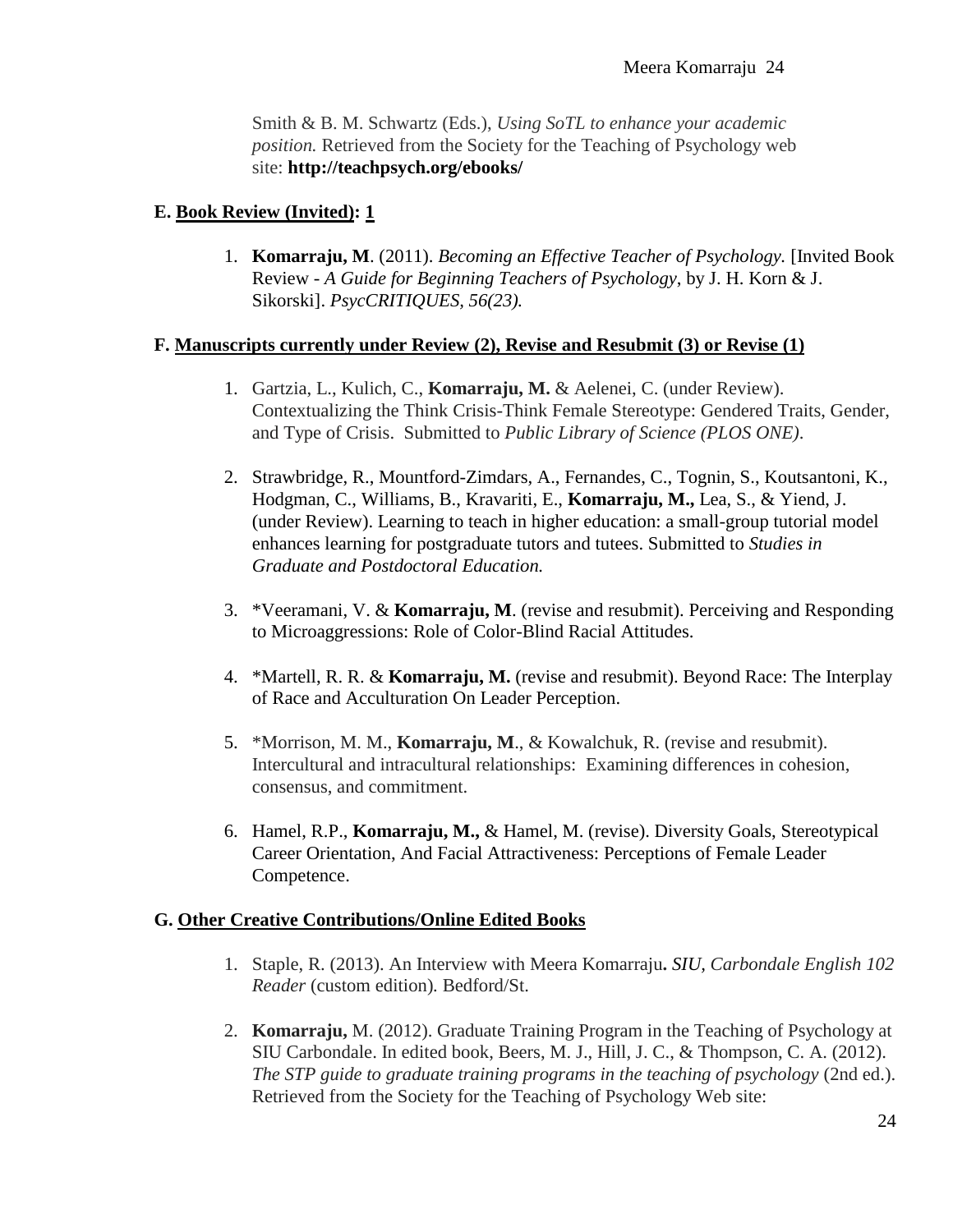Smith & B. M. Schwartz (Eds.), *Using SoTL to enhance your academic position.* Retrieved from the Society for the Teaching of Psychology web site: **http://teachpsych.org/ebooks/**

### E. <u>Book Review (Invited)</u>: <u>1</u>

1. **Komarraju, M**. (2011). *Becoming an Effective Teacher of Psychology.* [Invited Book Review - *A Guide for Beginning Teachers of Psychology*, by J. H. Korn & J. Sikorski]. *PsycCRITIQUES, 56(23).*

### F. <u>Manuscripts currently under Review (2), Revise and Resubmit (3) or Revise (1)</u>

1. Gartzia, L., Kulich, C., **Komarraju, M.** & Aelenei, C. (under Review). Contextualizing the Think Crisis-Think Female Stereotype: Gendered Traits, Gender, and Type of Crisis. Submitted to *Public Library of Science (PLOS ONE)*.

2. Strawbridge, R., Mountford-Zimdars, A., Fernandes, C., Tognin, S., Koutsantoni, K., Hodgman, C., Williams, B., Kravariti, E., **Komarraju, M.,** Lea, S., & Yiend, J. (under Review). Learning to teach in higher education: a small-group tutorial model enhances learning for postgraduate tutors and tutees. Submitted to *Studies in Graduate and Postdoctoral Education.*

3. *Veeramani, V. & **Komarraju, M**. (revise and resubmit). Perceiving and Responding to Microaggressions: Role of Color-Blind Racial Attitudes.

4. *Martell, R. R. & **Komarraju, M.** (revise and resubmit). Beyond Race: The Interplay of Race and Acculturation On Leader Perception.

5. *Morrison, M. M., **Komarraju, M**., & Kowalchuk, R. (revise and resubmit). Intercultural and intracultural relationships: Examining differences in cohesion, consensus, and commitment.

6. Hamel, R.P., **Komarraju, M.,** & Hamel, M. (revise). Diversity Goals, Stereotypical Career Orientation, And Facial Attractiveness: Perceptions of Female Leader Competence.

### G. <u>Other Creative Contributions/Online Edited Books</u>

1. Staple, R. (2013). An Interview with Meera Komarraju**.** *SIU, Carbondale English 102 Reader* (custom edition)*.* Bedford/St.

2. **Komarraju,** M. (2012). Graduate Training Program in the Teaching of Psychology at SIU Carbondale. In edited book, Beers, M. J., Hill, J. C., & Thompson, C. A. (2012). *The STP guide to graduate training programs in the teaching of psychology* (2nd ed.). Retrieved from the Society for the Teaching of Psychology Web site: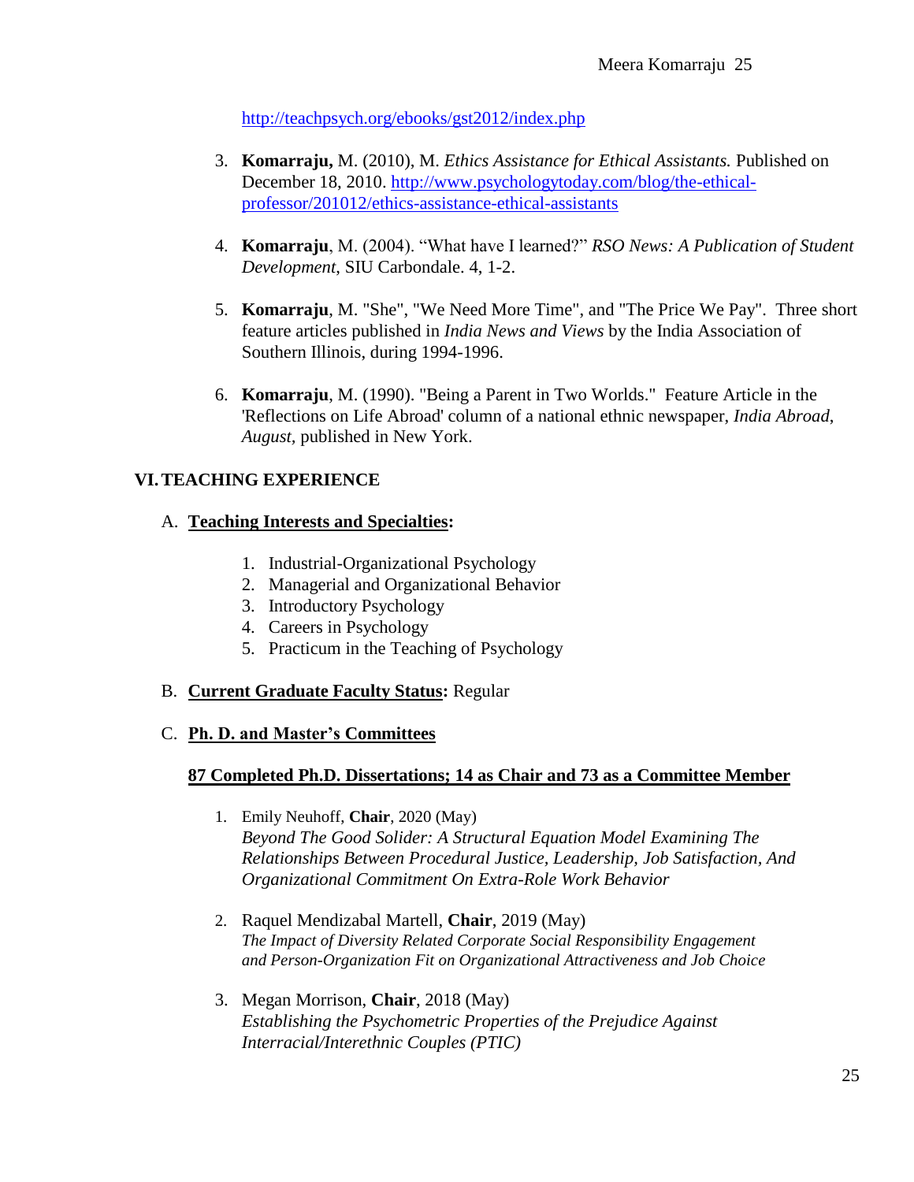http://teachpsych.org/ebooks/gst2012/index.php

3. **Komarraju,** M. (2010), M. *Ethics Assistance for Ethical Assistants.* Published on December 18, 2010. http://www.psychologytoday.com/blog/the-ethical-professor/201012/ethics-assistance-ethical-assistants

4. **Komarraju**, M. (2004). "What have I learned?" *RSO News: A Publication of Student Development*, SIU Carbondale. 4, 1-2.

5. **Komarraju**, M. "She", "We Need More Time", and "The Price We Pay". Three short feature articles published in *India News and Views* by the India Association of Southern Illinois, during 1994-1996.

6. **Komarraju**, M. (1990). "Being a Parent in Two Worlds." Feature Article in the 'Reflections on Life Abroad' column of a national ethnic newspaper, *India Abroad*, *August,* published in New York.

## VI. TEACHING EXPERIENCE

### A. Teaching Interests and Specialties:

1. Industrial-Organizational Psychology
2. Managerial and Organizational Behavior
3. Introductory Psychology
4. Careers in Psychology
5. Practicum in the Teaching of Psychology

### B. Current Graduate Faculty Status: Regular

### C. Ph. D. and Master's Committees

**87 Completed Ph.D. Dissertations; 14 as Chair and 73 as a Committee Member**

1. Emily Neuhoff, **Chair**, 2020 (May)
   *Beyond The Good Solider: A Structural Equation Model Examining The Relationships Between Procedural Justice, Leadership, Job Satisfaction, And Organizational Commitment On Extra-Role Work Behavior*

2. Raquel Mendizabal Martell, **Chair**, 2019 (May)
   *The Impact of Diversity Related Corporate Social Responsibility Engagement and Person-Organization Fit on Organizational Attractiveness and Job Choice*

3. Megan Morrison, **Chair**, 2018 (May)
   *Establishing the Psychometric Properties of the Prejudice Against Interracial/Interethnic Couples (PTIC)*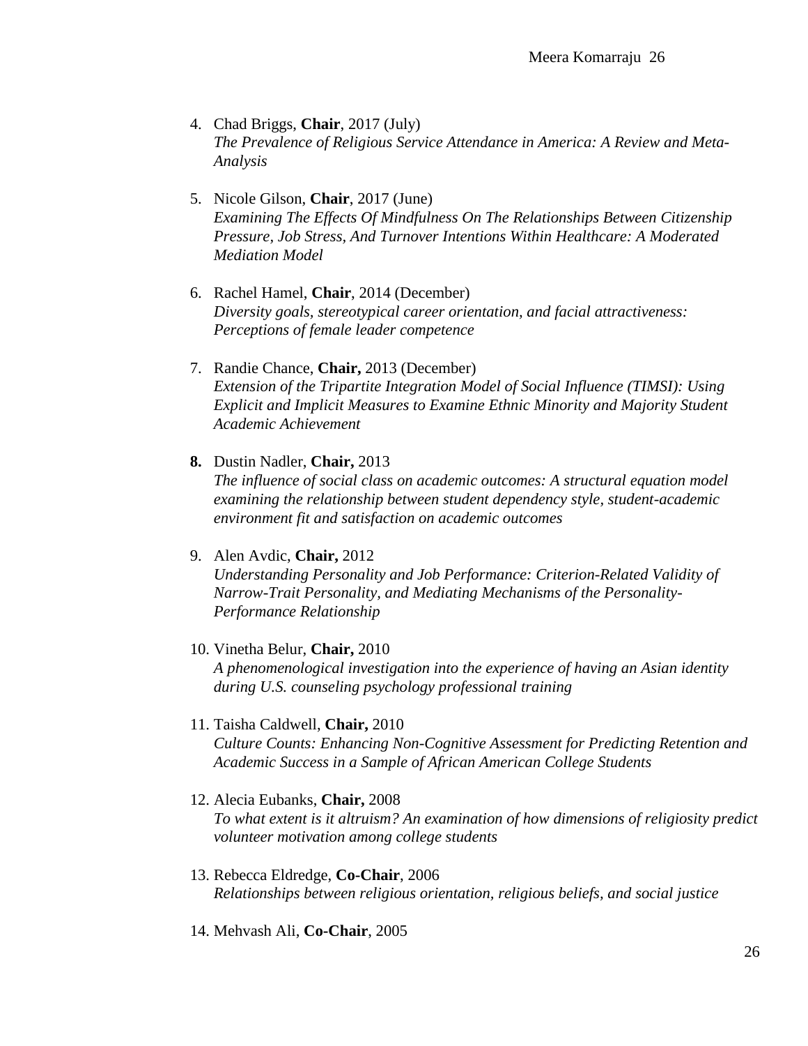4. Chad Briggs, **Chair**, 2017 (July)
   *The Prevalence of Religious Service Attendance in America: A Review and Meta-Analysis*

5. Nicole Gilson, **Chair**, 2017 (June)
   *Examining The Effects Of Mindfulness On The Relationships Between Citizenship Pressure, Job Stress, And Turnover Intentions Within Healthcare: A Moderated Mediation Model*

6. Rachel Hamel, **Chair**, 2014 (December)
   *Diversity goals, stereotypical career orientation, and facial attractiveness: Perceptions of female leader competence*

7. Randie Chance, **Chair,** 2013 (December)
   *Extension of the Tripartite Integration Model of Social Influence (TIMSI): Using Explicit and Implicit Measures to Examine Ethnic Minority and Majority Student Academic Achievement*

8. Dustin Nadler, **Chair,** 2013
   *The influence of social class on academic outcomes: A structural equation model examining the relationship between student dependency style, student-academic environment fit and satisfaction on academic outcomes*

9. Alen Avdic, **Chair,** 2012
   *Understanding Personality and Job Performance: Criterion-Related Validity of Narrow-Trait Personality, and Mediating Mechanisms of the Personality-Performance Relationship*

10. Vinetha Belur, **Chair,** 2010
    *A phenomenological investigation into the experience of having an Asian identity during U.S. counseling psychology professional training*

11. Taisha Caldwell, **Chair,** 2010
    *Culture Counts: Enhancing Non-Cognitive Assessment for Predicting Retention and Academic Success in a Sample of African American College Students*

12. Alecia Eubanks, **Chair,** 2008
    *To what extent is it altruism? An examination of how dimensions of religiosity predict volunteer motivation among college students*

13. Rebecca Eldredge, **Co-Chair**, 2006
    *Relationships between religious orientation, religious beliefs, and social justice*

14. Mehvash Ali, **Co-Chair**, 2005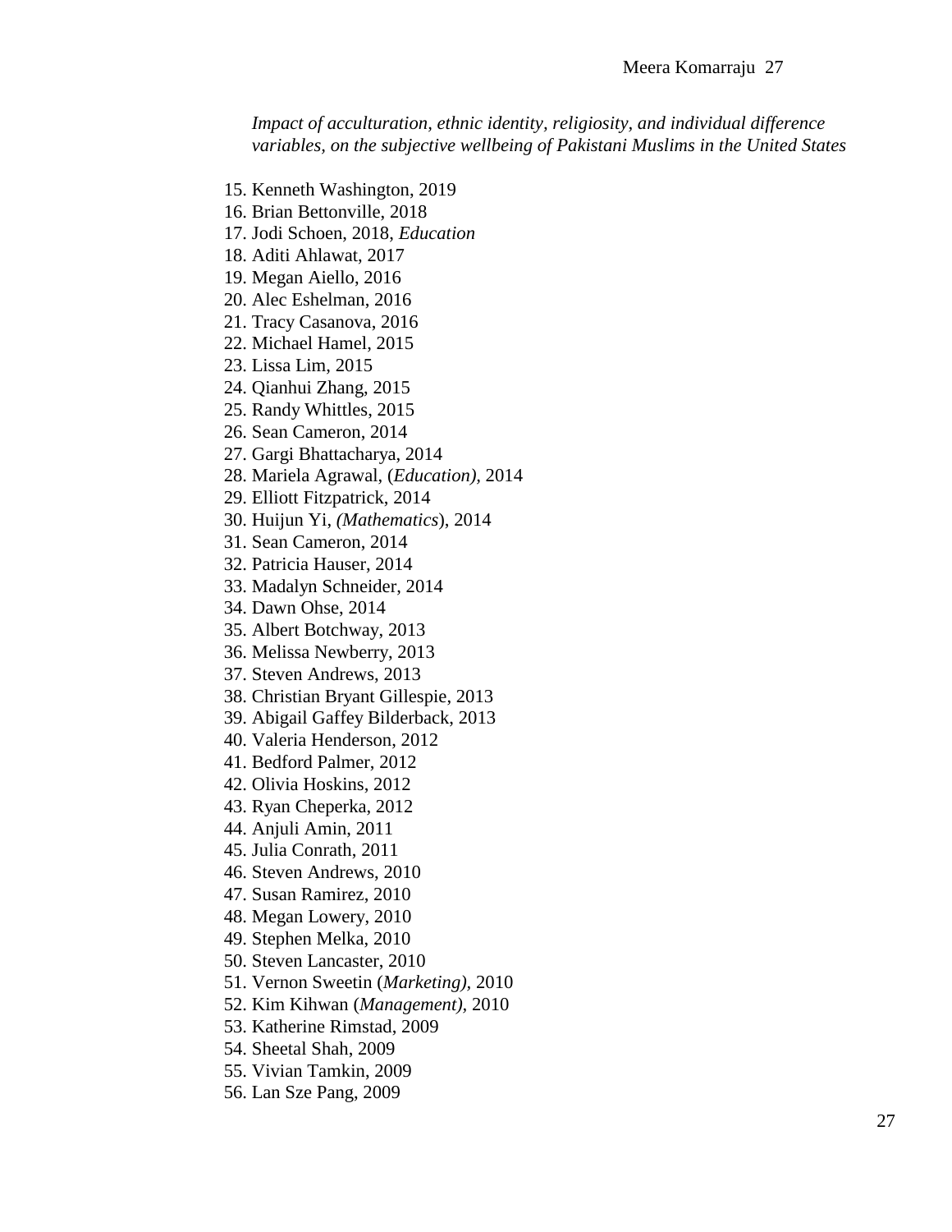*Impact of acculturation, ethnic identity, religiosity, and individual difference variables, on the subjective wellbeing of Pakistani Muslims in the United States*

15. Kenneth Washington, 2019
16. Brian Bettonville, 2018
17. Jodi Schoen, 2018, *Education*
18. Aditi Ahlawat, 2017
19. Megan Aiello, 2016
20. Alec Eshelman, 2016
21. Tracy Casanova, 2016
22. Michael Hamel, 2015
23. Lissa Lim, 2015
24. Qianhui Zhang, 2015
25. Randy Whittles, 2015
26. Sean Cameron, 2014
27. Gargi Bhattacharya, 2014
28. Mariela Agrawal, (*Education)*, 2014
29. Elliott Fitzpatrick, 2014
30. Huijun Yi, *(Mathematics*), 2014
31. Sean Cameron, 2014
32. Patricia Hauser, 2014
33. Madalyn Schneider, 2014
34. Dawn Ohse, 2014
35. Albert Botchway, 2013
36. Melissa Newberry, 2013
37. Steven Andrews, 2013
38. Christian Bryant Gillespie, 2013
39. Abigail Gaffey Bilderback, 2013
40. Valeria Henderson, 2012
41. Bedford Palmer, 2012
42. Olivia Hoskins, 2012
43. Ryan Cheperka, 2012
44. Anjuli Amin, 2011
45. Julia Conrath, 2011
46. Steven Andrews, 2010
47. Susan Ramirez, 2010
48. Megan Lowery, 2010
49. Stephen Melka, 2010
50. Steven Lancaster, 2010
51. Vernon Sweetin (*Marketing)*, 2010
52. Kim Kihwan (*Management)*, 2010
53. Katherine Rimstad, 2009
54. Sheetal Shah, 2009
55. Vivian Tamkin, 2009
56. Lan Sze Pang, 2009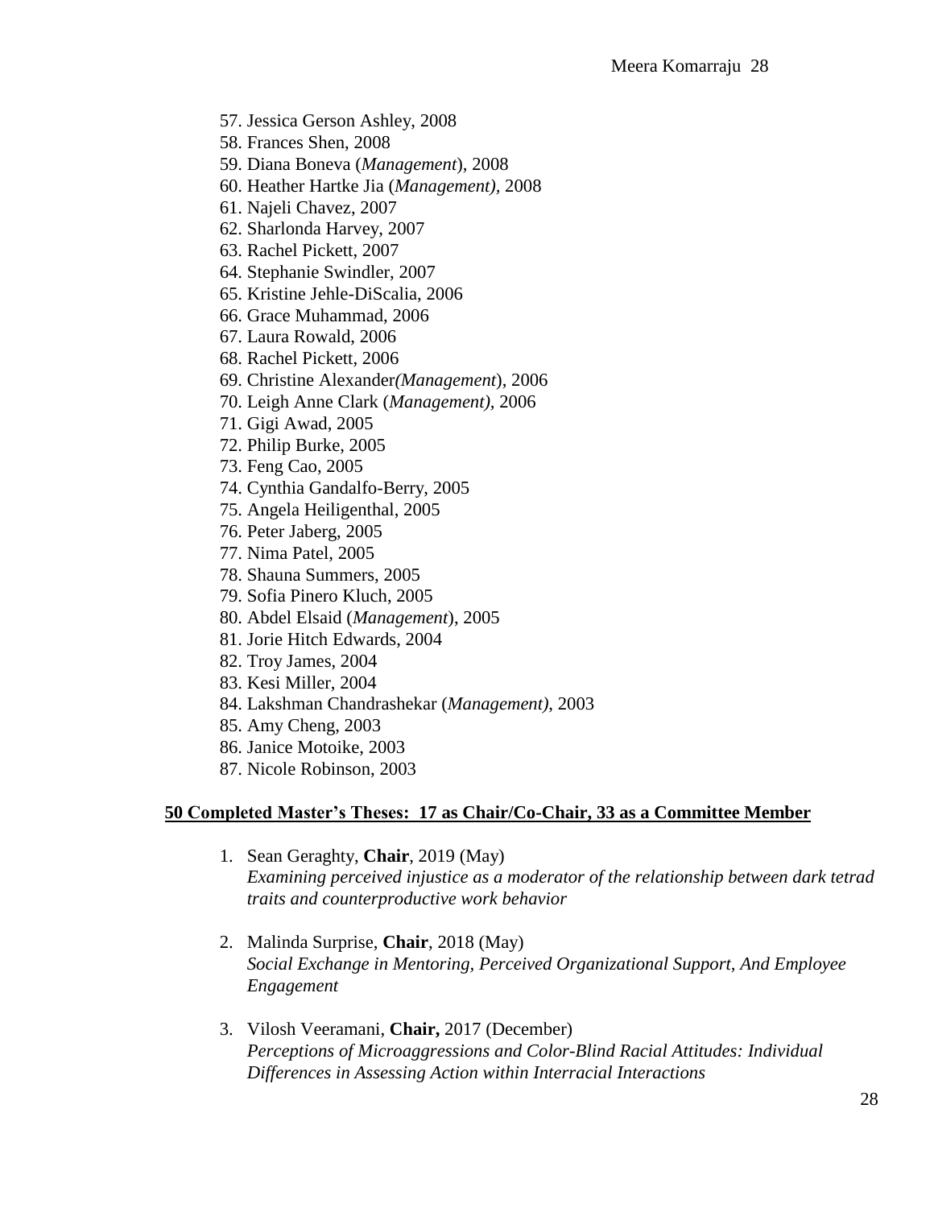57. Jessica Gerson Ashley, 2008
58. Frances Shen, 2008
59. Diana Boneva (*Management*), 2008
60. Heather Hartke Jia (*Management)*, 2008
61. Najeli Chavez, 2007
62. Sharlonda Harvey, 2007
63. Rachel Pickett, 2007
64. Stephanie Swindler, 2007
65. Kristine Jehle-DiScalia, 2006
66. Grace Muhammad, 2006
67. Laura Rowald, 2006
68. Rachel Pickett, 2006
69. Christine Alexander*(Management*), 2006
70. Leigh Anne Clark (*Management)*, 2006
71. Gigi Awad, 2005
72. Philip Burke, 2005
73. Feng Cao, 2005
74. Cynthia Gandalfo-Berry, 2005
75. Angela Heiligenthal, 2005
76. Peter Jaberg, 2005
77. Nima Patel, 2005
78. Shauna Summers, 2005
79. Sofia Pinero Kluch, 2005
80. Abdel Elsaid (*Management*), 2005
81. Jorie Hitch Edwards, 2004
82. Troy James, 2004
83. Kesi Miller, 2004
84. Lakshman Chandrashekar (*Management)*, 2003
85. Amy Cheng, 2003
86. Janice Motoike, 2003
87. Nicole Robinson, 2003

**50 Completed Master's Theses: 17 as Chair/Co-Chair, 33 as a Committee Member**

1. Sean Geraghty, **Chair**, 2019 (May)
   *Examining perceived injustice as a moderator of the relationship between dark tetrad traits and counterproductive work behavior*

2. Malinda Surprise, **Chair**, 2018 (May)
   *Social Exchange in Mentoring, Perceived Organizational Support, And Employee Engagement*

3. Vilosh Veeramani, **Chair,** 2017 (December)
   *Perceptions of Microaggressions and Color-Blind Racial Attitudes: Individual Differences in Assessing Action within Interracial Interactions*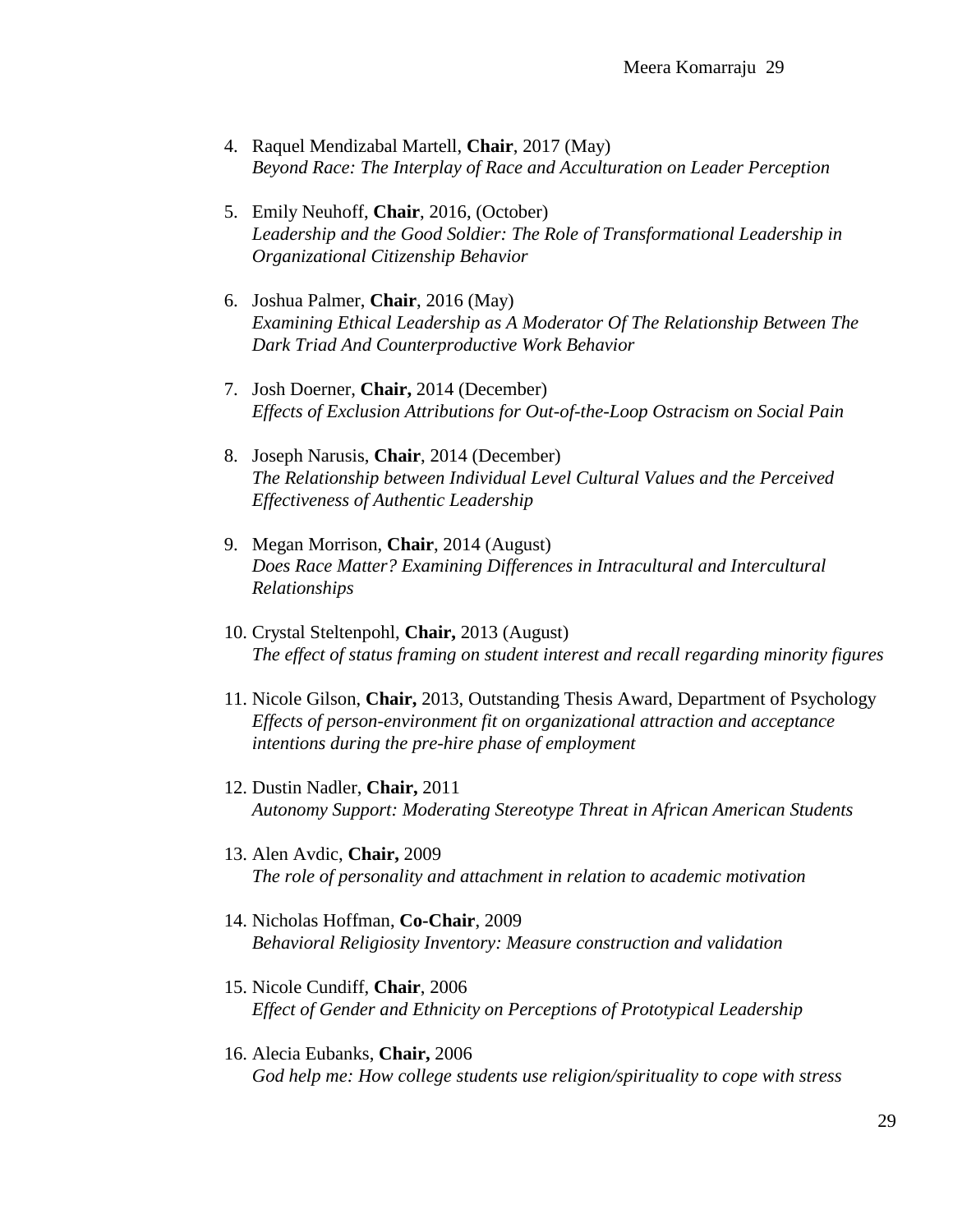4. Raquel Mendizabal Martell, **Chair**, 2017 (May)
   *Beyond Race: The Interplay of Race and Acculturation on Leader Perception*

5. Emily Neuhoff, **Chair**, 2016, (October)
   *Leadership and the Good Soldier: The Role of Transformational Leadership in Organizational Citizenship Behavior*

6. Joshua Palmer, **Chair**, 2016 (May)
   *Examining Ethical Leadership as A Moderator Of The Relationship Between The Dark Triad And Counterproductive Work Behavior*

7. Josh Doerner, **Chair,** 2014 (December)
   *Effects of Exclusion Attributions for Out-of-the-Loop Ostracism on Social Pain*

8. Joseph Narusis, **Chair**, 2014 (December)
   *The Relationship between Individual Level Cultural Values and the Perceived Effectiveness of Authentic Leadership*

9. Megan Morrison, **Chair**, 2014 (August)
   *Does Race Matter? Examining Differences in Intracultural and Intercultural Relationships*

10. Crystal Steltenpohl, **Chair,** 2013 (August)
    *The effect of status framing on student interest and recall regarding minority figures*

11. Nicole Gilson, **Chair,** 2013, Outstanding Thesis Award, Department of Psychology
    *Effects of person-environment fit on organizational attraction and acceptance intentions during the pre-hire phase of employment*

12. Dustin Nadler, **Chair,** 2011
    *Autonomy Support: Moderating Stereotype Threat in African American Students*

13. Alen Avdic, **Chair,** 2009
    *The role of personality and attachment in relation to academic motivation*

14. Nicholas Hoffman, **Co-Chair**, 2009
    *Behavioral Religiosity Inventory: Measure construction and validation*

15. Nicole Cundiff, **Chair**, 2006
    *Effect of Gender and Ethnicity on Perceptions of Prototypical Leadership*

16. Alecia Eubanks, **Chair,** 2006
    *God help me: How college students use religion/spirituality to cope with stress*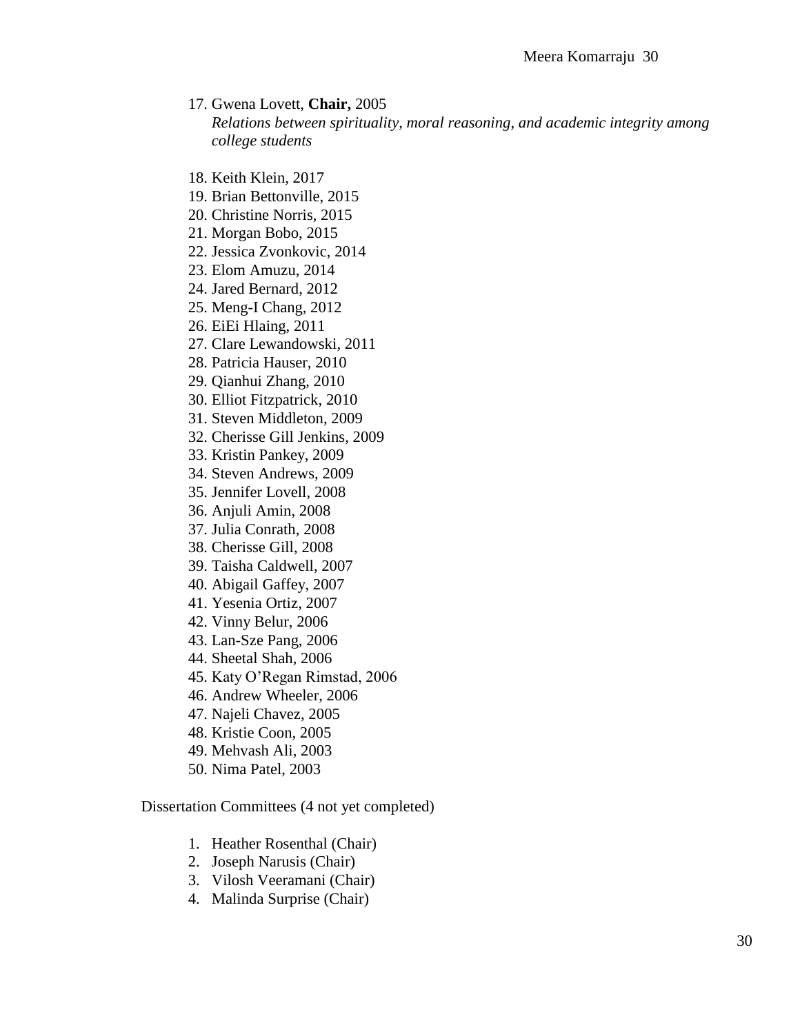17. Gwena Lovett, **Chair,** 2005
    *Relations between spirituality, moral reasoning, and academic integrity among college students*

18. Keith Klein, 2017
19. Brian Bettonville, 2015
20. Christine Norris, 2015
21. Morgan Bobo, 2015
22. Jessica Zvonkovic, 2014
23. Elom Amuzu, 2014
24. Jared Bernard, 2012
25. Meng-I Chang, 2012
26. EiEi Hlaing, 2011
27. Clare Lewandowski, 2011
28. Patricia Hauser, 2010
29. Qianhui Zhang, 2010
30. Elliot Fitzpatrick, 2010
31. Steven Middleton, 2009
32. Cherisse Gill Jenkins, 2009
33. Kristin Pankey, 2009
34. Steven Andrews, 2009
35. Jennifer Lovell, 2008
36. Anjuli Amin, 2008
37. Julia Conrath, 2008
38. Cherisse Gill, 2008
39. Taisha Caldwell, 2007
40. Abigail Gaffey, 2007
41. Yesenia Ortiz, 2007
42. Vinny Belur, 2006
43. Lan-Sze Pang, 2006
44. Sheetal Shah, 2006
45. Katy O'Regan Rimstad, 2006
46. Andrew Wheeler, 2006
47. Najeli Chavez, 2005
48. Kristie Coon, 2005
49. Mehvash Ali, 2003
50. Nima Patel, 2003

Dissertation Committees (4 not yet completed)

1. Heather Rosenthal (Chair)
2. Joseph Narusis (Chair)
3. Vilosh Veeramani (Chair)
4. Malinda Surprise (Chair)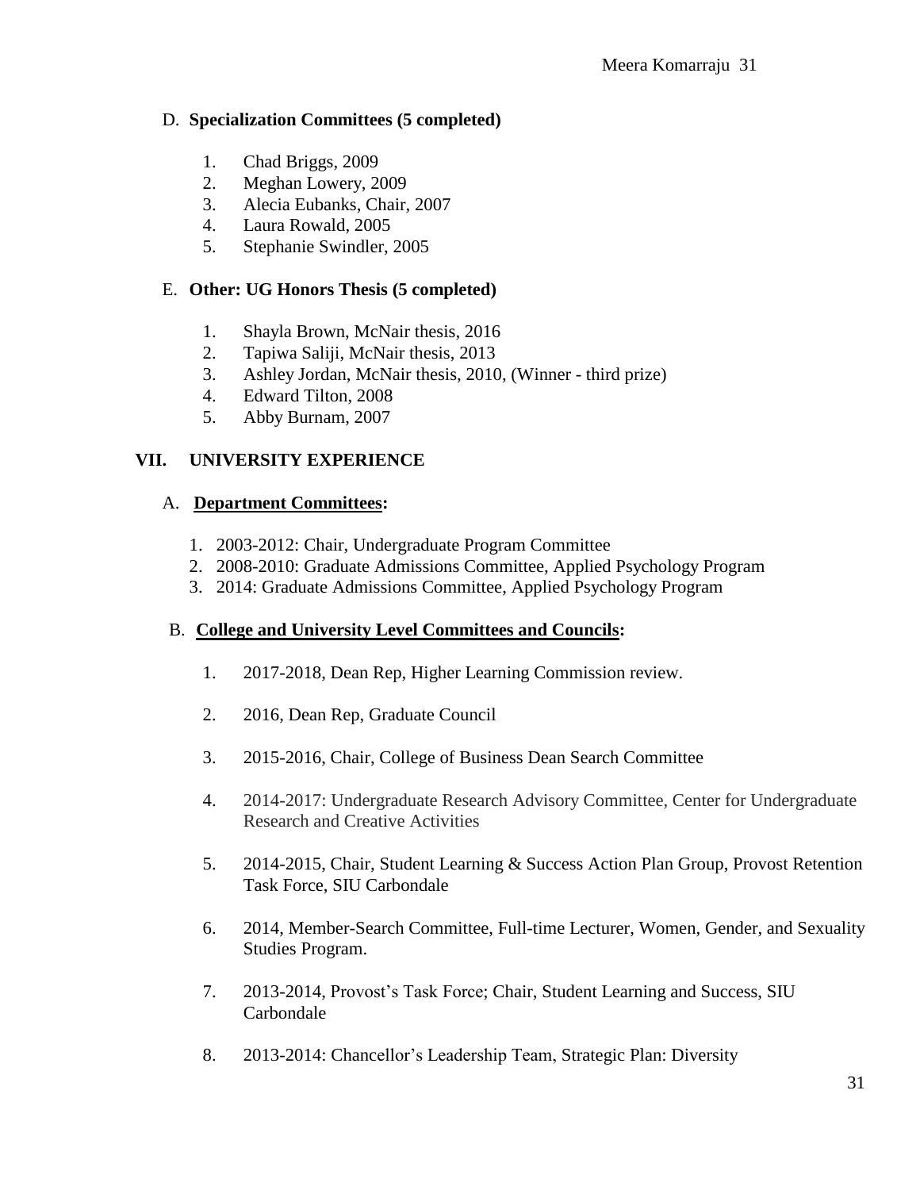D. **Specialization Committees (5 completed)**

1. Chad Briggs, 2009
2. Meghan Lowery, 2009
3. Alecia Eubanks, Chair, 2007
4. Laura Rowald, 2005
5. Stephanie Swindler, 2005

E. **Other: UG Honors Thesis (5 completed)**

1. Shayla Brown, McNair thesis, 2016
2. Tapiwa Saliji, McNair thesis, 2013
3. Ashley Jordan, McNair thesis, 2010, (Winner - third prize)
4. Edward Tilton, 2008
5. Abby Burnam, 2007

## VII. UNIVERSITY EXPERIENCE

A. **Department Committees:**

1. 2003-2012: Chair, Undergraduate Program Committee
2. 2008-2010: Graduate Admissions Committee, Applied Psychology Program
3. 2014: Graduate Admissions Committee, Applied Psychology Program

B. **College and University Level Committees and Councils:**

1. 2017-2018, Dean Rep, Higher Learning Commission review.
2. 2016, Dean Rep, Graduate Council
3. 2015-2016, Chair, College of Business Dean Search Committee
4. 2014-2017: Undergraduate Research Advisory Committee, Center for Undergraduate Research and Creative Activities
5. 2014-2015, Chair, Student Learning & Success Action Plan Group, Provost Retention Task Force, SIU Carbondale
6. 2014, Member-Search Committee, Full-time Lecturer, Women, Gender, and Sexuality Studies Program.
7. 2013-2014, Provost's Task Force; Chair, Student Learning and Success, SIU Carbondale
8. 2013-2014: Chancellor's Leadership Team, Strategic Plan: Diversity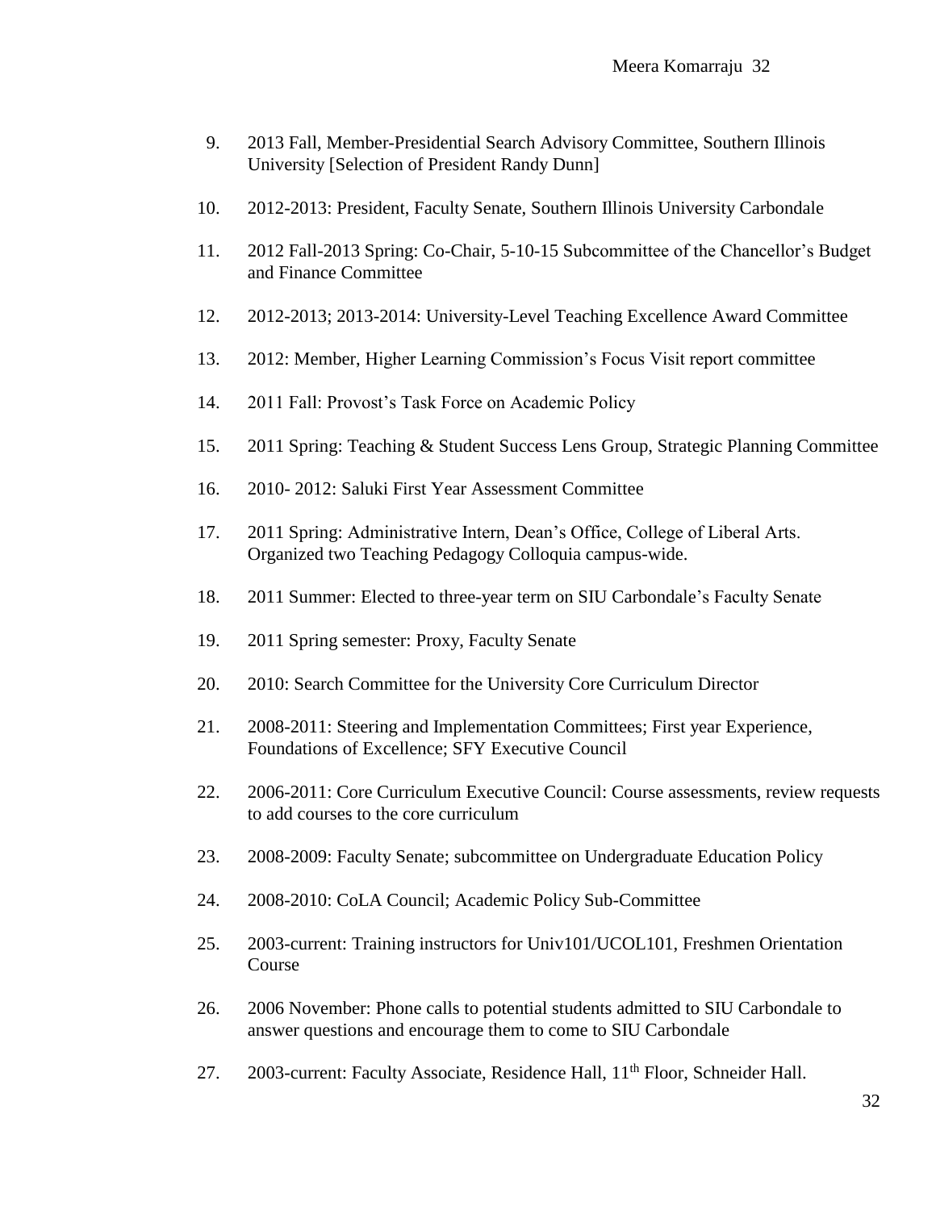9. 2013 Fall, Member-Presidential Search Advisory Committee, Southern Illinois University [Selection of President Randy Dunn]

10. 2012-2013: President, Faculty Senate, Southern Illinois University Carbondale

11. 2012 Fall-2013 Spring: Co-Chair, 5-10-15 Subcommittee of the Chancellor's Budget and Finance Committee

12. 2012-2013; 2013-2014: University-Level Teaching Excellence Award Committee

13. 2012: Member, Higher Learning Commission's Focus Visit report committee

14. 2011 Fall: Provost's Task Force on Academic Policy

15. 2011 Spring: Teaching & Student Success Lens Group, Strategic Planning Committee

16. 2010- 2012: Saluki First Year Assessment Committee

17. 2011 Spring: Administrative Intern, Dean's Office, College of Liberal Arts. Organized two Teaching Pedagogy Colloquia campus-wide.

18. 2011 Summer: Elected to three-year term on SIU Carbondale's Faculty Senate

19. 2011 Spring semester: Proxy, Faculty Senate

20. 2010: Search Committee for the University Core Curriculum Director

21. 2008-2011: Steering and Implementation Committees; First year Experience, Foundations of Excellence; SFY Executive Council

22. 2006-2011: Core Curriculum Executive Council: Course assessments, review requests to add courses to the core curriculum

23. 2008-2009: Faculty Senate; subcommittee on Undergraduate Education Policy

24. 2008-2010: CoLA Council; Academic Policy Sub-Committee

25. 2003-current: Training instructors for Univ101/UCOL101, Freshmen Orientation Course

26. 2006 November: Phone calls to potential students admitted to SIU Carbondale to answer questions and encourage them to come to SIU Carbondale

27. 2003-current: Faculty Associate, Residence Hall, 11th Floor, Schneider Hall.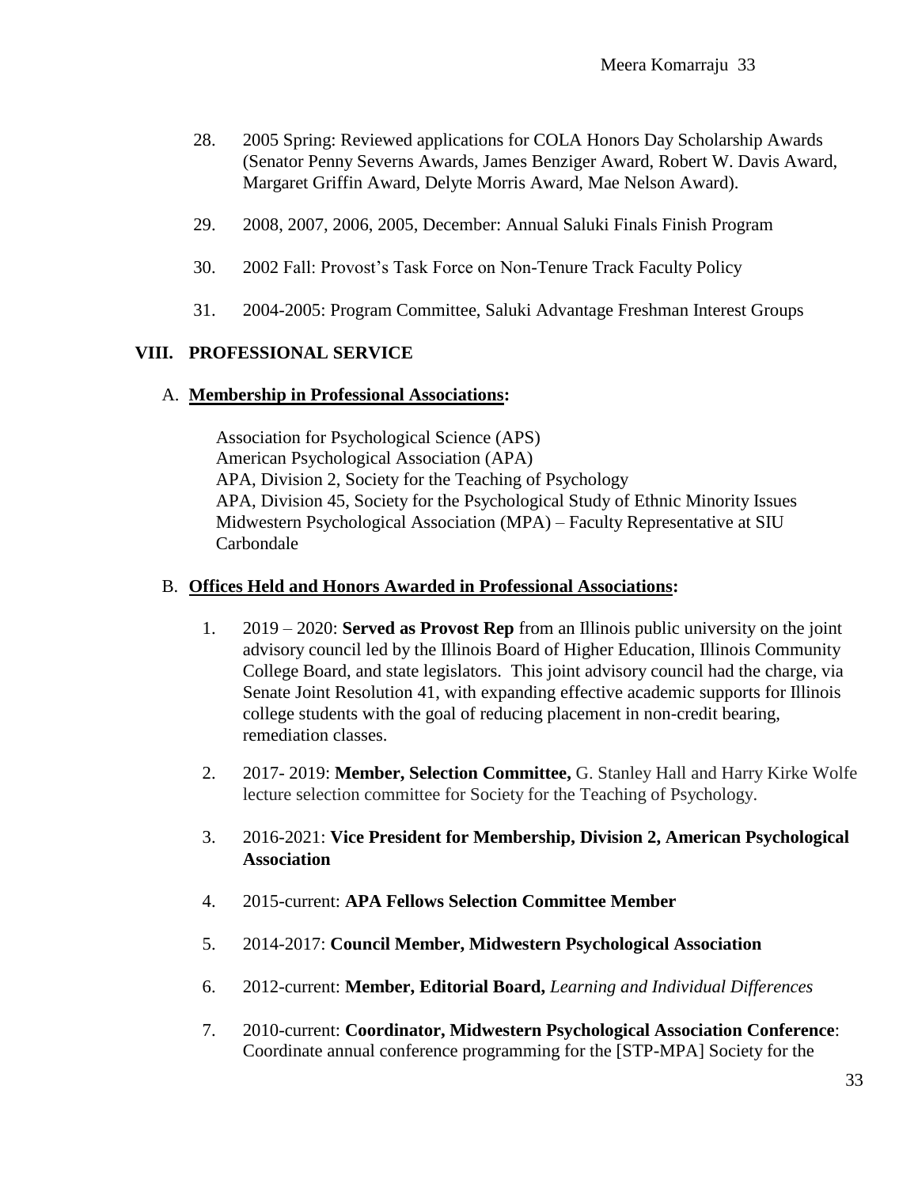28. 2005 Spring: Reviewed applications for COLA Honors Day Scholarship Awards (Senator Penny Severns Awards, James Benziger Award, Robert W. Davis Award, Margaret Griffin Award, Delyte Morris Award, Mae Nelson Award).

29. 2008, 2007, 2006, 2005, December: Annual Saluki Finals Finish Program

30. 2002 Fall: Provost's Task Force on Non-Tenure Track Faculty Policy

31. 2004-2005: Program Committee, Saluki Advantage Freshman Interest Groups

## VIII. PROFESSIONAL SERVICE

### A. **Membership in Professional Associations:**

Association for Psychological Science (APS)
American Psychological Association (APA)
APA, Division 2, Society for the Teaching of Psychology
APA, Division 45, Society for the Psychological Study of Ethnic Minority Issues
Midwestern Psychological Association (MPA) – Faculty Representative at SIU Carbondale

### B. **Offices Held and Honors Awarded in Professional Associations:**

1. 2019 – 2020: **Served as Provost Rep** from an Illinois public university on the joint advisory council led by the Illinois Board of Higher Education, Illinois Community College Board, and state legislators. This joint advisory council had the charge, via Senate Joint Resolution 41, with expanding effective academic supports for Illinois college students with the goal of reducing placement in non-credit bearing, remediation classes.

2. 2017- 2019: **Member, Selection Committee,** G. Stanley Hall and Harry Kirke Wolfe lecture selection committee for Society for the Teaching of Psychology.

3. 2016-2021: **Vice President for Membership, Division 2, American Psychological Association**

4. 2015-current: **APA Fellows Selection Committee Member**

5. 2014-2017: **Council Member, Midwestern Psychological Association**

6. 2012-current: **Member, Editorial Board,** *Learning and Individual Differences*

7. 2010-current: **Coordinator, Midwestern Psychological Association Conference**: Coordinate annual conference programming for the [STP-MPA] Society for the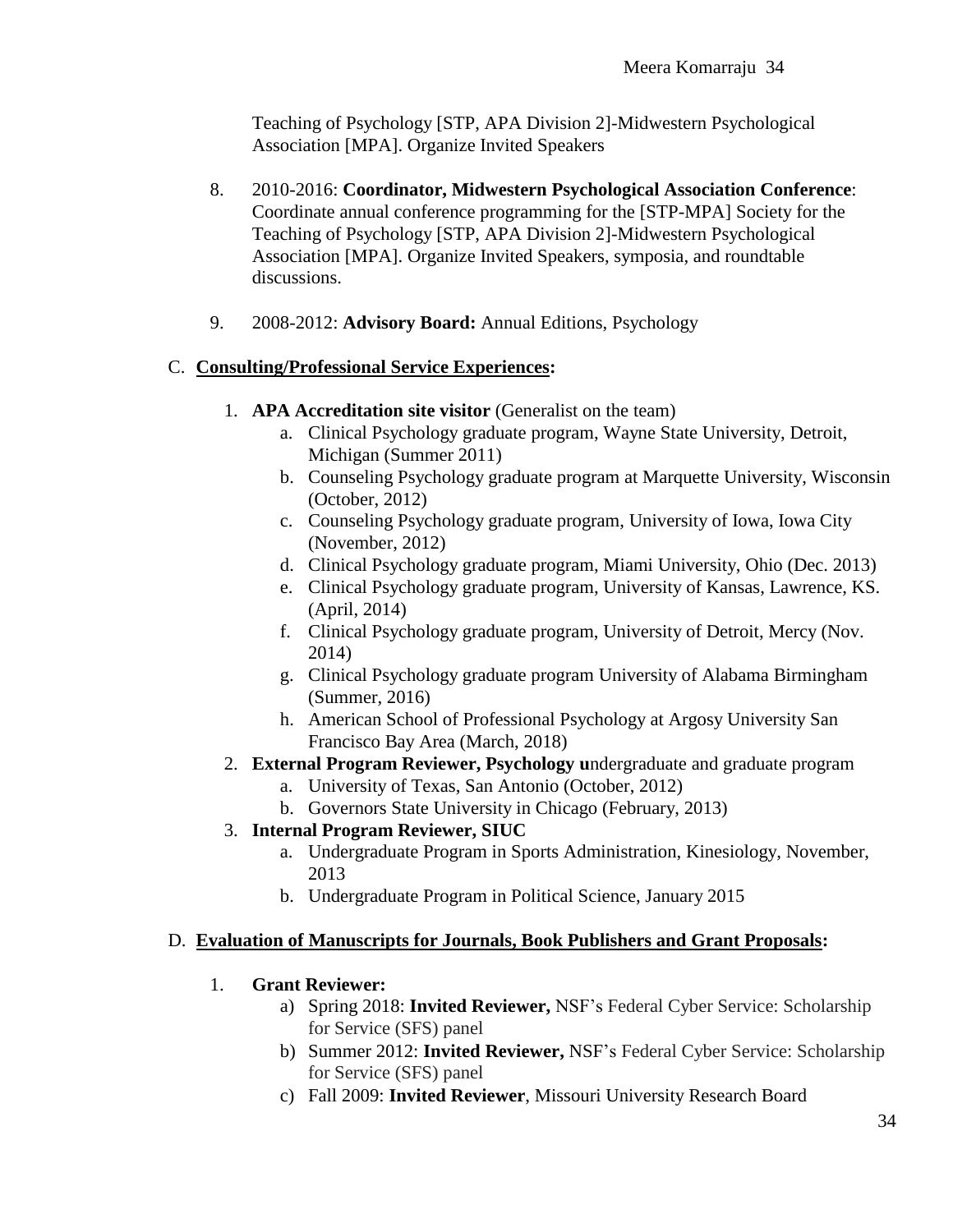Teaching of Psychology [STP, APA Division 2]-Midwestern Psychological Association [MPA]. Organize Invited Speakers

8. 2010-2016: **Coordinator, Midwestern Psychological Association Conference**: Coordinate annual conference programming for the [STP-MPA] Society for the Teaching of Psychology [STP, APA Division 2]-Midwestern Psychological Association [MPA]. Organize Invited Speakers, symposia, and roundtable discussions.

9. 2008-2012: **Advisory Board:** Annual Editions, Psychology

C. **Consulting/Professional Service Experiences:**

1. **APA Accreditation site visitor** (Generalist on the team)
   a. Clinical Psychology graduate program, Wayne State University, Detroit, Michigan (Summer 2011)
   b. Counseling Psychology graduate program at Marquette University, Wisconsin (October, 2012)
   c. Counseling Psychology graduate program, University of Iowa, Iowa City (November, 2012)
   d. Clinical Psychology graduate program, Miami University, Ohio (Dec. 2013)
   e. Clinical Psychology graduate program, University of Kansas, Lawrence, KS. (April, 2014)
   f. Clinical Psychology graduate program, University of Detroit, Mercy (Nov. 2014)
   g. Clinical Psychology graduate program University of Alabama Birmingham (Summer, 2016)
   h. American School of Professional Psychology at Argosy University San Francisco Bay Area (March, 2018)
2. **External Program Reviewer, Psychology u**ndergraduate and graduate program
   a. University of Texas, San Antonio (October, 2012)
   b. Governors State University in Chicago (February, 2013)
3. **Internal Program Reviewer, SIUC**
   a. Undergraduate Program in Sports Administration, Kinesiology, November, 2013
   b. Undergraduate Program in Political Science, January 2015

D. **Evaluation of Manuscripts for Journals, Book Publishers and Grant Proposals:**

1. **Grant Reviewer:**
   a) Spring 2018: **Invited Reviewer,** NSF's Federal Cyber Service: Scholarship for Service (SFS) panel
   b) Summer 2012: **Invited Reviewer,** NSF's Federal Cyber Service: Scholarship for Service (SFS) panel
   c) Fall 2009: **Invited Reviewer**, Missouri University Research Board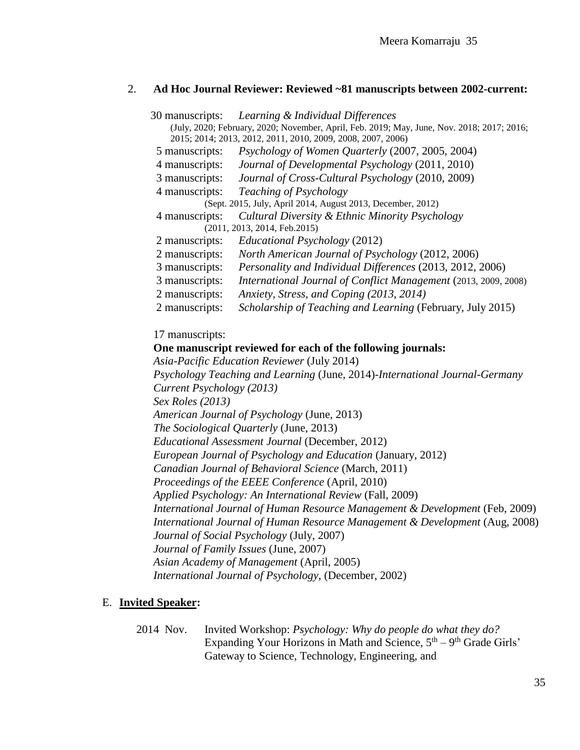2. **Ad Hoc Journal Reviewer: Reviewed ~81 manuscripts between 2002-current:**

30 manuscripts: *Learning & Individual Differences*
(July, 2020; February, 2020; November, April, Feb. 2019; May, June, Nov. 2018; 2017; 2016; 2015; 2014; 2013, 2012, 2011, 2010, 2009, 2008, 2007, 2006)

5 manuscripts: *Psychology of Women Quarterly* (2007, 2005, 2004)

4 manuscripts: *Journal of Developmental Psychology* (2011, 2010)

3 manuscripts: *Journal of Cross-Cultural Psychology* (2010, 2009)

4 manuscripts: *Teaching of Psychology*
(Sept. 2015, July, April 2014, August 2013, December, 2012)

4 manuscripts: *Cultural Diversity & Ethnic Minority Psychology*
(2011, 2013, 2014, Feb.2015)

2 manuscripts: *Educational Psychology* (2012)

2 manuscripts: *North American Journal of Psychology* (2012, 2006)

3 manuscripts: *Personality and Individual Differences* (2013, 2012, 2006)

3 manuscripts: *International Journal of Conflict Management* (2013, 2009, 2008)

2 manuscripts: *Anxiety, Stress, and Coping (2013, 2014)*

2 manuscripts: *Scholarship of Teaching and Learning* (February, July 2015)

17 manuscripts:

**One manuscript reviewed for each of the following journals:**

*Asia-Pacific Education Reviewer* (July 2014)
*Psychology Teaching and Learning* (June, 2014)-*International Journal-Germany*
*Current Psychology (2013)*
*Sex Roles (2013)*
*American Journal of Psychology* (June, 2013)
*The Sociological Quarterly* (June, 2013)
*Educational Assessment Journal* (December, 2012)
*European Journal of Psychology and Education* (January, 2012)
*Canadian Journal of Behavioral Science* (March, 2011)
*Proceedings of the EEEE Conference* (April, 2010)
*Applied Psychology: An International Review* (Fall, 2009)
*International Journal of Human Resource Management & Development* (Feb, 2009)
*International Journal of Human Resource Management & Development* (Aug, 2008)
*Journal of Social Psychology* (July, 2007)
*Journal of Family Issues* (June, 2007)
*Asian Academy of Management* (April, 2005)
*International Journal of Psychology*, (December, 2002)

E. **Invited Speaker:**

2014 Nov. Invited Workshop: *Psychology: Why do people do what they do?* Expanding Your Horizons in Math and Science, $5^{th}$ – $9^{th}$ Grade Girls' Gateway to Science, Technology, Engineering, and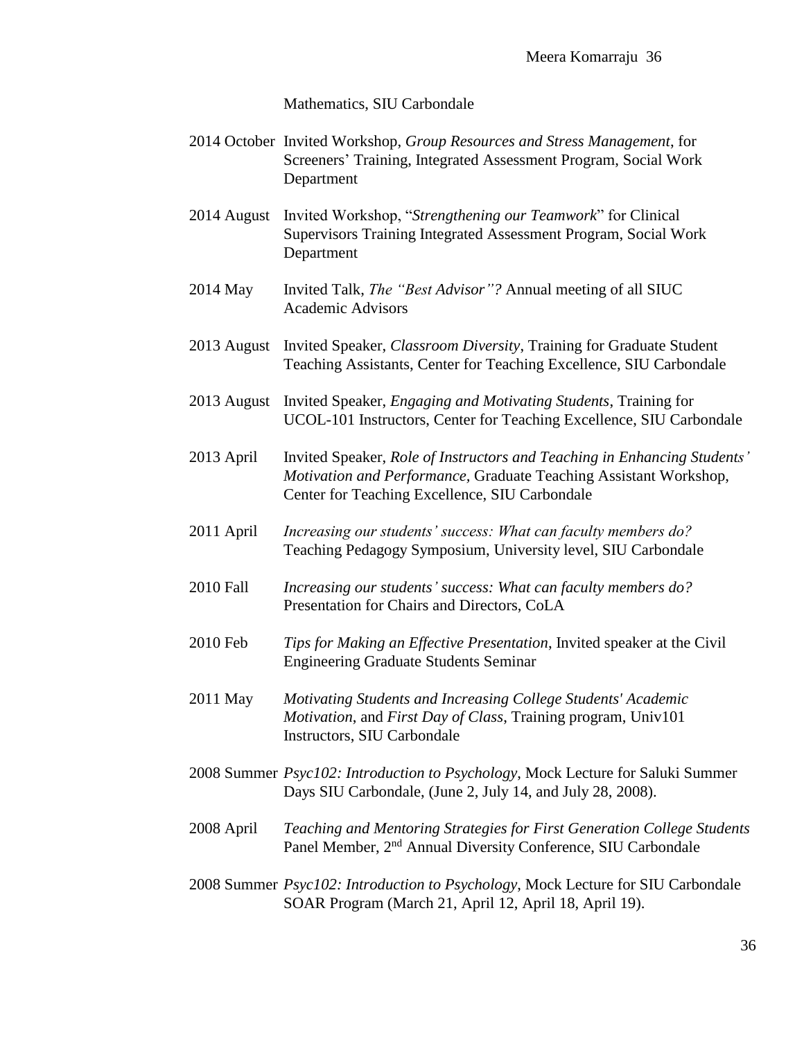Mathematics, SIU Carbondale

2014 October Invited Workshop, *Group Resources and Stress Management*, for Screeners' Training, Integrated Assessment Program, Social Work Department

2014 August Invited Workshop, "*Strengthening our Teamwork*" for Clinical Supervisors Training Integrated Assessment Program, Social Work Department

2014 May Invited Talk, *The "Best Advisor"?* Annual meeting of all SIUC Academic Advisors

2013 August Invited Speaker, *Classroom Diversity*, Training for Graduate Student Teaching Assistants, Center for Teaching Excellence, SIU Carbondale

2013 August Invited Speaker, *Engaging and Motivating Students*, Training for UCOL-101 Instructors, Center for Teaching Excellence, SIU Carbondale

2013 April Invited Speaker, *Role of Instructors and Teaching in Enhancing Students' Motivation and Performance*, Graduate Teaching Assistant Workshop, Center for Teaching Excellence, SIU Carbondale

2011 April *Increasing our students' success: What can faculty members do?* Teaching Pedagogy Symposium, University level, SIU Carbondale

2010 Fall *Increasing our students' success: What can faculty members do?* Presentation for Chairs and Directors, CoLA

2010 Feb *Tips for Making an Effective Presentation*, Invited speaker at the Civil Engineering Graduate Students Seminar

2011 May *Motivating Students and Increasing College Students' Academic Motivation*, and *First Day of Class*, Training program, Univ101 Instructors, SIU Carbondale

2008 Summer *Psyc102: Introduction to Psychology*, Mock Lecture for Saluki Summer Days SIU Carbondale, (June 2, July 14, and July 28, 2008).

2008 April *Teaching and Mentoring Strategies for First Generation College Students* Panel Member, 2nd Annual Diversity Conference, SIU Carbondale

2008 Summer *Psyc102: Introduction to Psychology*, Mock Lecture for SIU Carbondale SOAR Program (March 21, April 12, April 18, April 19).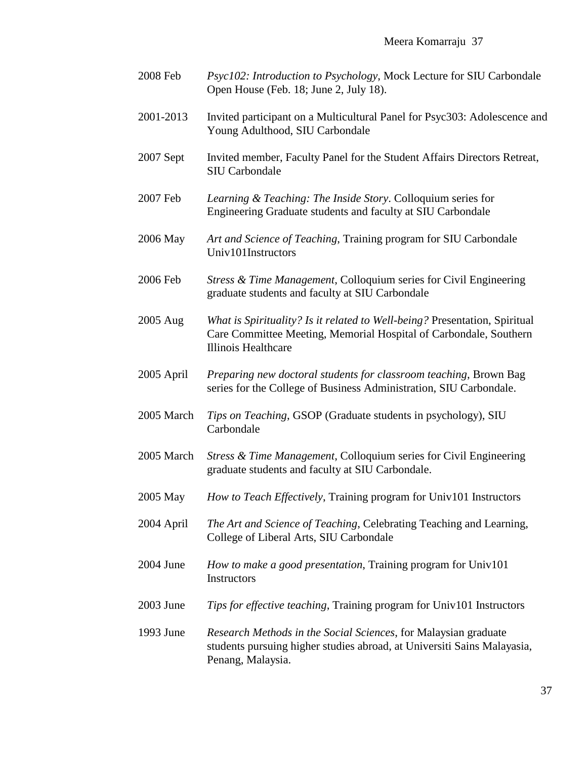2008 Feb *Psyc102: Introduction to Psychology*, Mock Lecture for SIU Carbondale Open House (Feb. 18; June 2, July 18).

2001-2013 Invited participant on a Multicultural Panel for Psyc303: Adolescence and Young Adulthood, SIU Carbondale

2007 Sept Invited member, Faculty Panel for the Student Affairs Directors Retreat, SIU Carbondale

2007 Feb *Learning & Teaching: The Inside Story*. Colloquium series for Engineering Graduate students and faculty at SIU Carbondale

2006 May *Art and Science of Teaching*, Training program for SIU Carbondale Univ101Instructors

2006 Feb *Stress & Time Management*, Colloquium series for Civil Engineering graduate students and faculty at SIU Carbondale

2005 Aug *What is Spirituality? Is it related to Well-being?* Presentation, Spiritual Care Committee Meeting, Memorial Hospital of Carbondale, Southern Illinois Healthcare

2005 April *Preparing new doctoral students for classroom teaching*, Brown Bag series for the College of Business Administration, SIU Carbondale.

2005 March *Tips on Teaching*, GSOP (Graduate students in psychology), SIU Carbondale

2005 March *Stress & Time Management*, Colloquium series for Civil Engineering graduate students and faculty at SIU Carbondale.

2005 May *How to Teach Effectively*, Training program for Univ101 Instructors

2004 April *The Art and Science of Teaching*, Celebrating Teaching and Learning, College of Liberal Arts, SIU Carbondale

2004 June *How to make a good presentation*, Training program for Univ101 Instructors

2003 June *Tips for effective teaching*, Training program for Univ101 Instructors

1993 June *Research Methods in the Social Sciences*, for Malaysian graduate students pursuing higher studies abroad, at Universiti Sains Malayasia, Penang, Malaysia.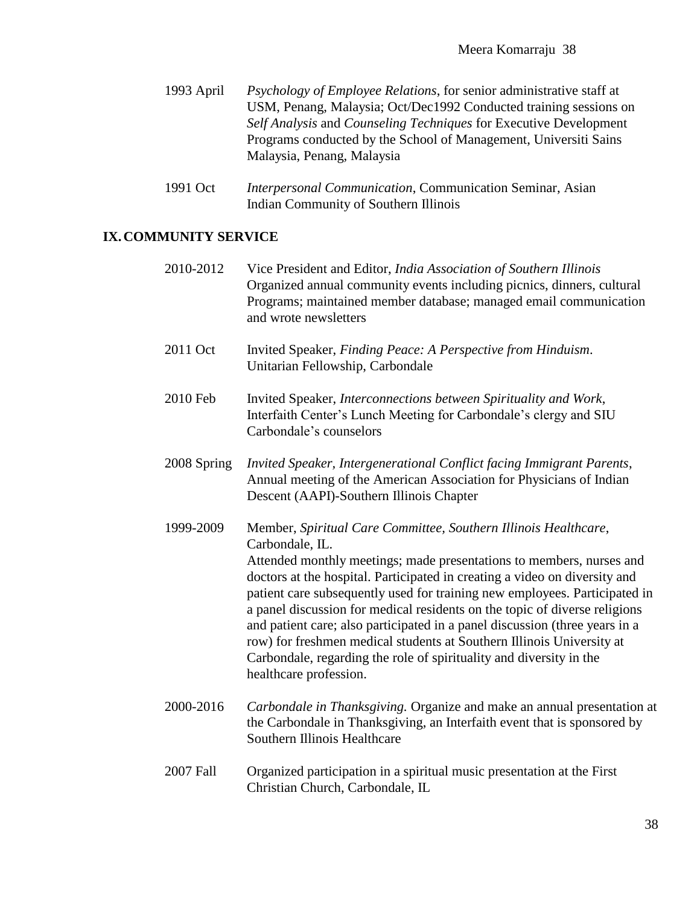1993 April *Psychology of Employee Relations*, for senior administrative staff at USM, Penang, Malaysia; Oct/Dec1992 Conducted training sessions on *Self Analysis* and *Counseling Techniques* for Executive Development Programs conducted by the School of Management, Universiti Sains Malaysia, Penang, Malaysia

1991 Oct *Interpersonal Communication*, Communication Seminar, Asian Indian Community of Southern Illinois

## IX. COMMUNITY SERVICE

2010-2012 Vice President and Editor, *India Association of Southern Illinois* Organized annual community events including picnics, dinners, cultural Programs; maintained member database; managed email communication and wrote newsletters

2011 Oct Invited Speaker, *Finding Peace: A Perspective from Hinduism*. Unitarian Fellowship, Carbondale

2010 Feb Invited Speaker, *Interconnections between Spirituality and Work*, Interfaith Center's Lunch Meeting for Carbondale's clergy and SIU Carbondale's counselors

2008 Spring *Invited Speaker, Intergenerational Conflict facing Immigrant Parents*, Annual meeting of the American Association for Physicians of Indian Descent (AAPI)-Southern Illinois Chapter

1999-2009 Member, *Spiritual Care Committee, Southern Illinois Healthcare*, Carbondale, IL.
Attended monthly meetings; made presentations to members, nurses and doctors at the hospital. Participated in creating a video on diversity and patient care subsequently used for training new employees. Participated in a panel discussion for medical residents on the topic of diverse religions and patient care; also participated in a panel discussion (three years in a row) for freshmen medical students at Southern Illinois University at Carbondale, regarding the role of spirituality and diversity in the healthcare profession.

2000-2016 *Carbondale in Thanksgiving.* Organize and make an annual presentation at the Carbondale in Thanksgiving, an Interfaith event that is sponsored by Southern Illinois Healthcare

2007 Fall Organized participation in a spiritual music presentation at the First Christian Church, Carbondale, IL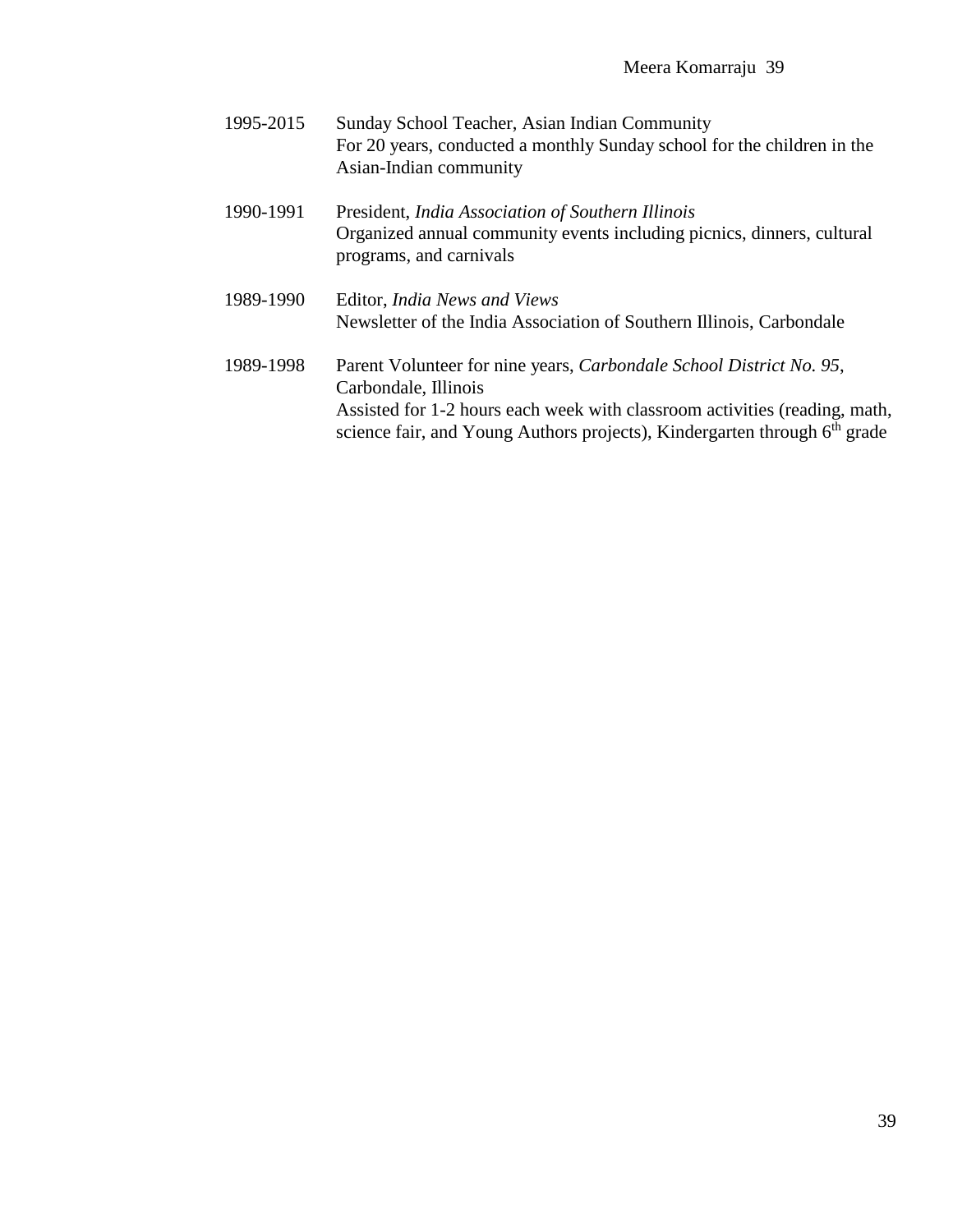1995-2015 Sunday School Teacher, Asian Indian Community
For 20 years, conducted a monthly Sunday school for the children in the Asian-Indian community

1990-1991 President, *India Association of Southern Illinois*
Organized annual community events including picnics, dinners, cultural programs, and carnivals

1989-1990 Editor, *India News and Views*
Newsletter of the India Association of Southern Illinois, Carbondale

1989-1998 Parent Volunteer for nine years, *Carbondale School District No. 95*, Carbondale, Illinois
Assisted for 1-2 hours each week with classroom activities (reading, math, science fair, and Young Authors projects), Kindergarten through 6th grade